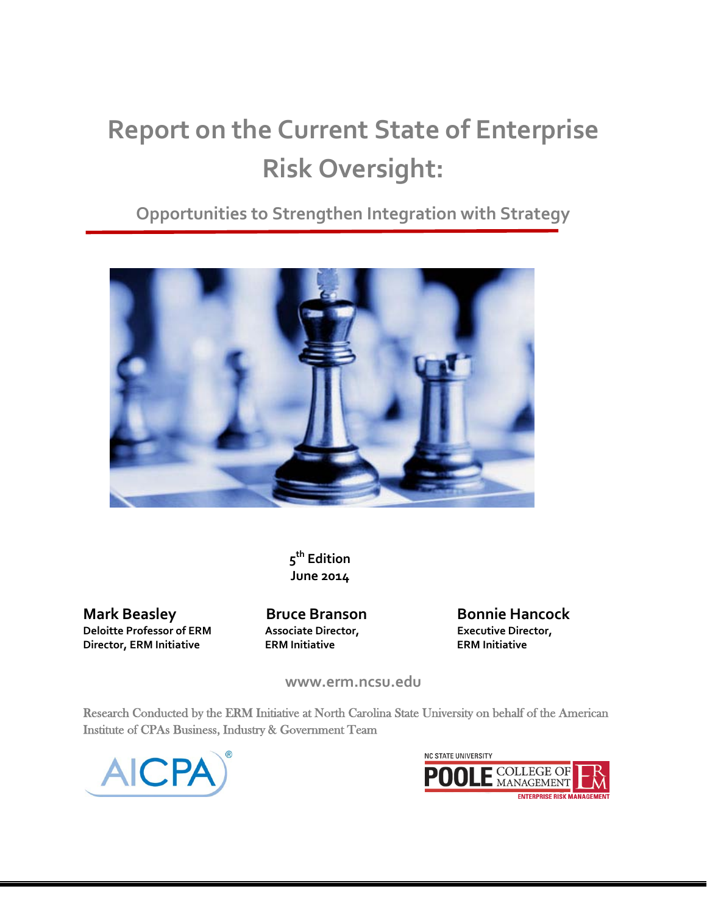# Report on the Current State of Enterprise Risk Oversight:

## Opportunities to Strengthen Integration with Strategy

**5th Edition**
**June 2014**

**Mark Beasley**
**Deloitte Professor of ERM**
**Director, ERM Initiative**

**Bruce Branson**
**Associate Director,**
**ERM Initiative**

**Bonnie Hancock**
**Executive Director,**
**ERM Initiative**

www.erm.ncsu.edu

Research Conducted by the ERM Initiative at North Carolina State University on behalf of the American Institute of CPAs Business, Industry & Government Team

AICPA

NC STATE UNIVERSITY POOLE COLLEGE OF MANAGEMENT ERM ENTERPRISE RISK MANAGEMENT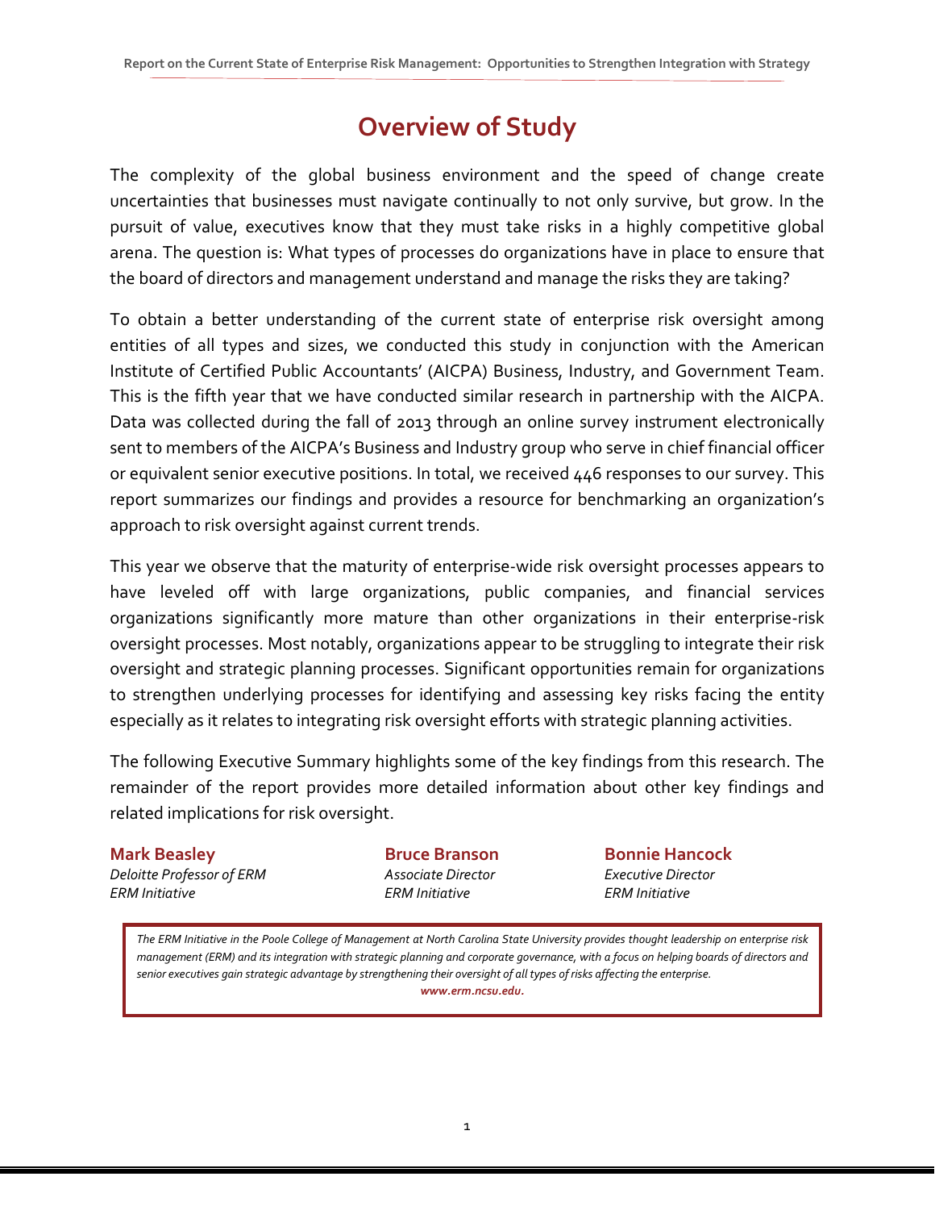# Overview of Study

The complexity of the global business environment and the speed of change create uncertainties that businesses must navigate continually to not only survive, but grow. In the pursuit of value, executives know that they must take risks in a highly competitive global arena. The question is: What types of processes do organizations have in place to ensure that the board of directors and management understand and manage the risks they are taking?

To obtain a better understanding of the current state of enterprise risk oversight among entities of all types and sizes, we conducted this study in conjunction with the American Institute of Certified Public Accountants' (AICPA) Business, Industry, and Government Team. This is the fifth year that we have conducted similar research in partnership with the AICPA. Data was collected during the fall of 2013 through an online survey instrument electronically sent to members of the AICPA's Business and Industry group who serve in chief financial officer or equivalent senior executive positions. In total, we received 446 responses to our survey. This report summarizes our findings and provides a resource for benchmarking an organization's approach to risk oversight against current trends.

This year we observe that the maturity of enterprise-wide risk oversight processes appears to have leveled off with large organizations, public companies, and financial services organizations significantly more mature than other organizations in their enterprise-risk oversight processes. Most notably, organizations appear to be struggling to integrate their risk oversight and strategic planning processes. Significant opportunities remain for organizations to strengthen underlying processes for identifying and assessing key risks facing the entity especially as it relates to integrating risk oversight efforts with strategic planning activities.

The following Executive Summary highlights some of the key findings from this research. The remainder of the report provides more detailed information about other key findings and related implications for risk oversight.

**Mark Beasley**
*Deloitte Professor of ERM*
*ERM Initiative*

**Bruce Branson**
*Associate Director*
*ERM Initiative*

**Bonnie Hancock**
*Executive Director*
*ERM Initiative*

*The ERM Initiative in the Poole College of Management at North Carolina State University provides thought leadership on enterprise risk management (ERM) and its integration with strategic planning and corporate governance, with a focus on helping boards of directors and senior executives gain strategic advantage by strengthening their oversight of all types of risks affecting the enterprise.*
***www.erm.ncsu.edu.***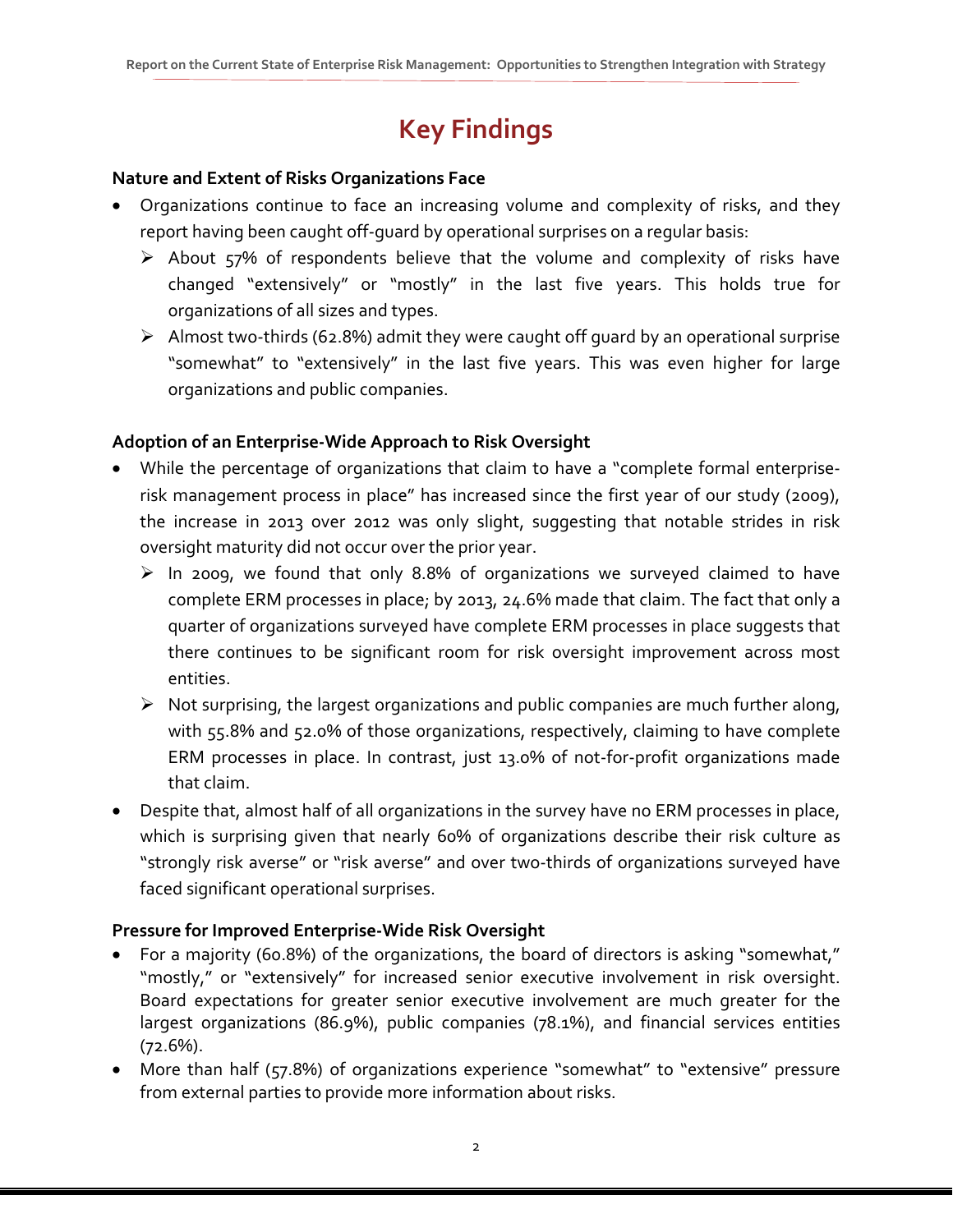# Key Findings

**Nature and Extent of Risks Organizations Face**

- Organizations continue to face an increasing volume and complexity of risks, and they report having been caught off-guard by operational surprises on a regular basis:
  - About 57% of respondents believe that the volume and complexity of risks have changed "extensively" or "mostly" in the last five years. This holds true for organizations of all sizes and types.
  - Almost two-thirds (62.8%) admit they were caught off guard by an operational surprise "somewhat" to "extensively" in the last five years. This was even higher for large organizations and public companies.

**Adoption of an Enterprise-Wide Approach to Risk Oversight**

- While the percentage of organizations that claim to have a "complete formal enterprise-risk management process in place" has increased since the first year of our study (2009), the increase in 2013 over 2012 was only slight, suggesting that notable strides in risk oversight maturity did not occur over the prior year.
  - In 2009, we found that only 8.8% of organizations we surveyed claimed to have complete ERM processes in place; by 2013, 24.6% made that claim. The fact that only a quarter of organizations surveyed have complete ERM processes in place suggests that there continues to be significant room for risk oversight improvement across most entities.
  - Not surprising, the largest organizations and public companies are much further along, with 55.8% and 52.0% of those organizations, respectively, claiming to have complete ERM processes in place. In contrast, just 13.0% of not-for-profit organizations made that claim.
- Despite that, almost half of all organizations in the survey have no ERM processes in place, which is surprising given that nearly 60% of organizations describe their risk culture as "strongly risk averse" or "risk averse" and over two-thirds of organizations surveyed have faced significant operational surprises.

**Pressure for Improved Enterprise-Wide Risk Oversight**

- For a majority (60.8%) of the organizations, the board of directors is asking "somewhat," "mostly," or "extensively" for increased senior executive involvement in risk oversight. Board expectations for greater senior executive involvement are much greater for the largest organizations (86.9%), public companies (78.1%), and financial services entities (72.6%).
- More than half (57.8%) of organizations experience "somewhat" to "extensive" pressure from external parties to provide more information about risks.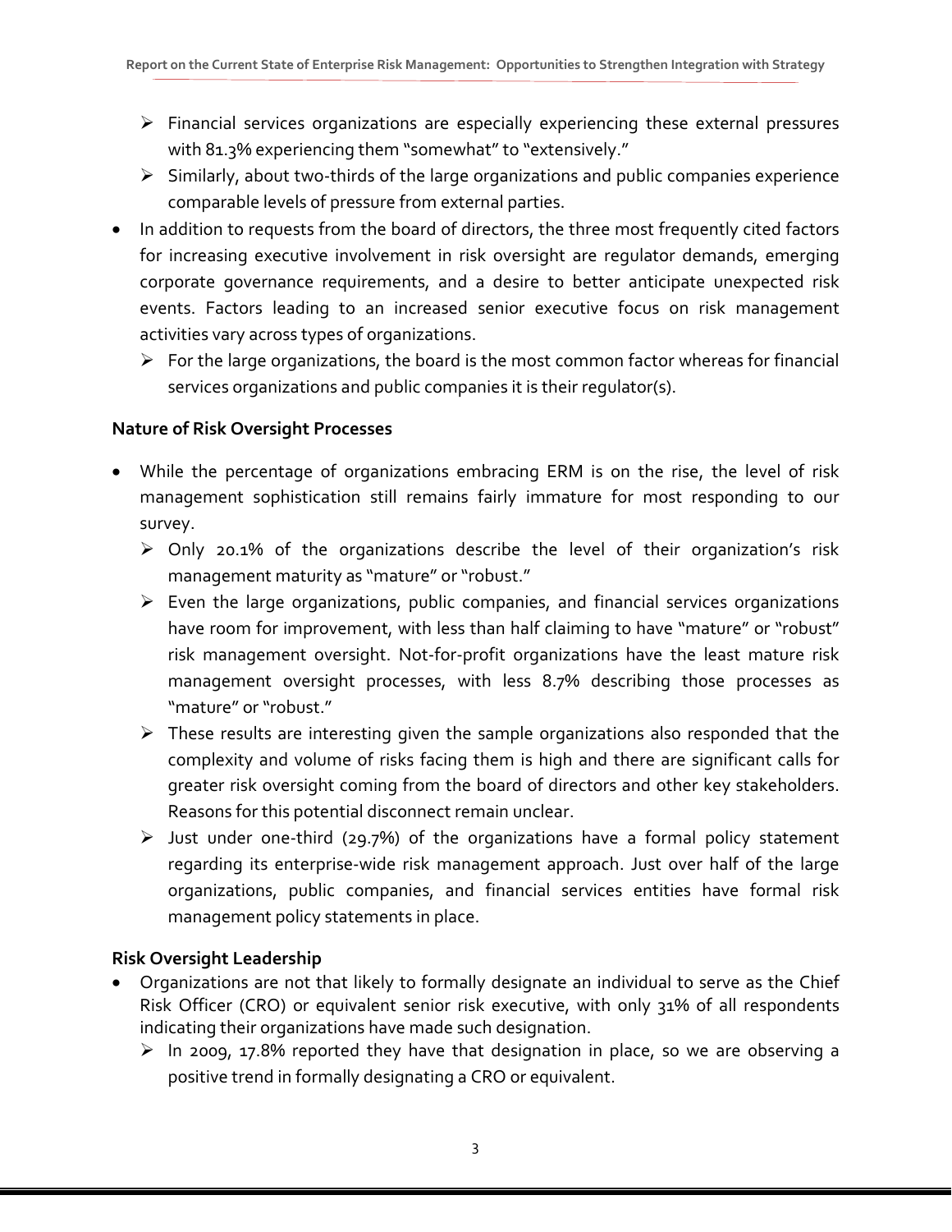- Financial services organizations are especially experiencing these external pressures with 81.3% experiencing them "somewhat" to "extensively."
   - Similarly, about two-thirds of the large organizations and public companies experience comparable levels of pressure from external parties.
- In addition to requests from the board of directors, the three most frequently cited factors for increasing executive involvement in risk oversight are regulator demands, emerging corporate governance requirements, and a desire to better anticipate unexpected risk events. Factors leading to an increased senior executive focus on risk management activities vary across types of organizations.
   - For the large organizations, the board is the most common factor whereas for financial services organizations and public companies it is their regulator(s).

**Nature of Risk Oversight Processes**

- While the percentage of organizations embracing ERM is on the rise, the level of risk management sophistication still remains fairly immature for most responding to our survey.
   - Only 20.1% of the organizations describe the level of their organization's risk management maturity as "mature" or "robust."
   - Even the large organizations, public companies, and financial services organizations have room for improvement, with less than half claiming to have "mature" or "robust" risk management oversight. Not-for-profit organizations have the least mature risk management oversight processes, with less 8.7% describing those processes as "mature" or "robust."
   - These results are interesting given the sample organizations also responded that the complexity and volume of risks facing them is high and there are significant calls for greater risk oversight coming from the board of directors and other key stakeholders. Reasons for this potential disconnect remain unclear.
   - Just under one-third (29.7%) of the organizations have a formal policy statement regarding its enterprise-wide risk management approach. Just over half of the large organizations, public companies, and financial services entities have formal risk management policy statements in place.

**Risk Oversight Leadership**

- Organizations are not that likely to formally designate an individual to serve as the Chief Risk Officer (CRO) or equivalent senior risk executive, with only 31% of all respondents indicating their organizations have made such designation.
   - In 2009, 17.8% reported they have that designation in place, so we are observing a positive trend in formally designating a CRO or equivalent.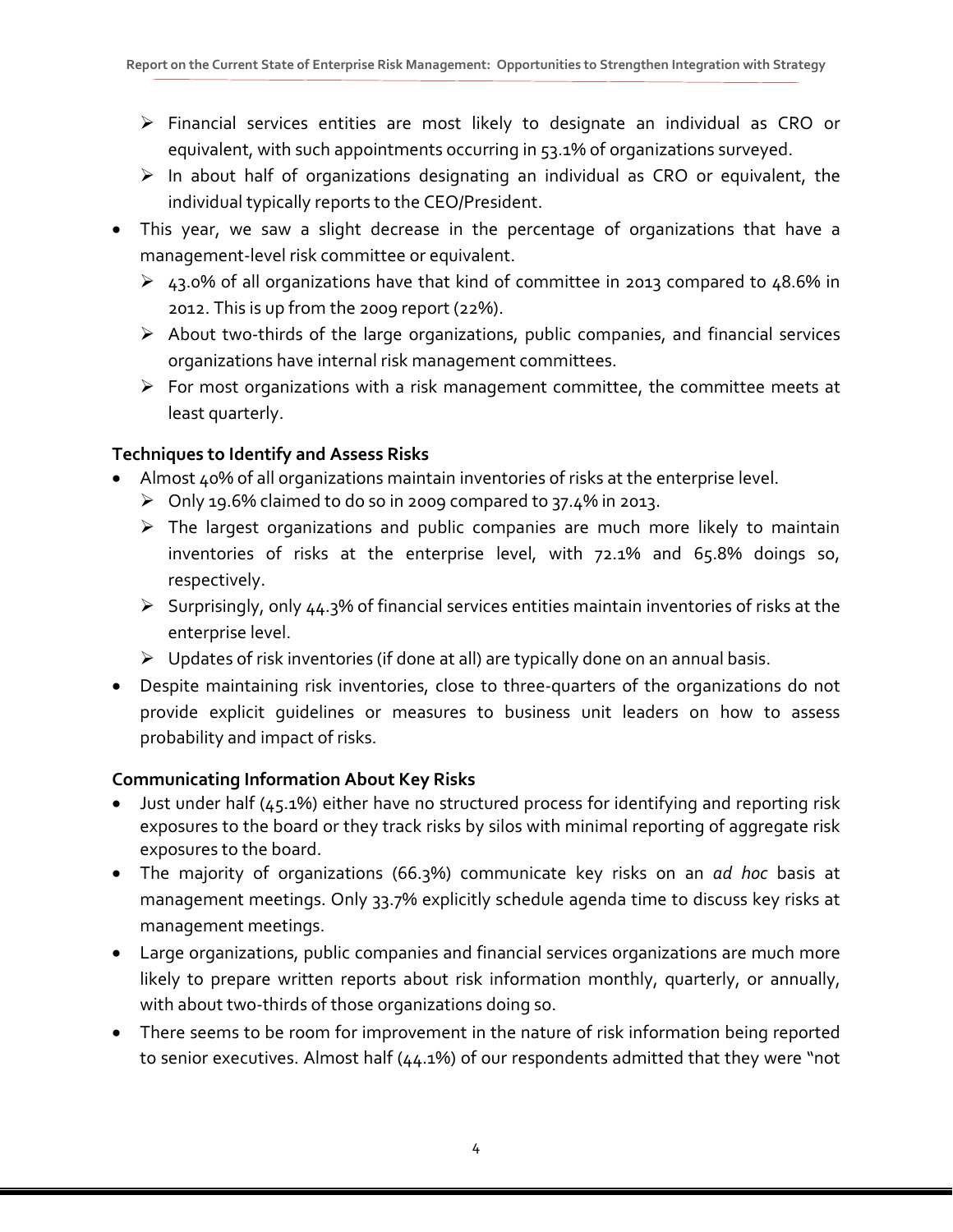- Financial services entities are most likely to designate an individual as CRO or equivalent, with such appointments occurring in 53.1% of organizations surveyed.
  - In about half of organizations designating an individual as CRO or equivalent, the individual typically reports to the CEO/President.
- This year, we saw a slight decrease in the percentage of organizations that have a management-level risk committee or equivalent.
  - 43.0% of all organizations have that kind of committee in 2013 compared to 48.6% in 2012. This is up from the 2009 report (22%).
  - About two-thirds of the large organizations, public companies, and financial services organizations have internal risk management committees.
  - For most organizations with a risk management committee, the committee meets at least quarterly.

**Techniques to Identify and Assess Risks**

- Almost 40% of all organizations maintain inventories of risks at the enterprise level.
  - Only 19.6% claimed to do so in 2009 compared to 37.4% in 2013.
  - The largest organizations and public companies are much more likely to maintain inventories of risks at the enterprise level, with 72.1% and 65.8% doings so, respectively.
  - Surprisingly, only 44.3% of financial services entities maintain inventories of risks at the enterprise level.
  - Updates of risk inventories (if done at all) are typically done on an annual basis.
- Despite maintaining risk inventories, close to three-quarters of the organizations do not provide explicit guidelines or measures to business unit leaders on how to assess probability and impact of risks.

**Communicating Information About Key Risks**

- Just under half (45.1%) either have no structured process for identifying and reporting risk exposures to the board or they track risks by silos with minimal reporting of aggregate risk exposures to the board.
- The majority of organizations (66.3%) communicate key risks on an *ad hoc* basis at management meetings. Only 33.7% explicitly schedule agenda time to discuss key risks at management meetings.
- Large organizations, public companies and financial services organizations are much more likely to prepare written reports about risk information monthly, quarterly, or annually, with about two-thirds of those organizations doing so.
- There seems to be room for improvement in the nature of risk information being reported to senior executives. Almost half (44.1%) of our respondents admitted that they were "not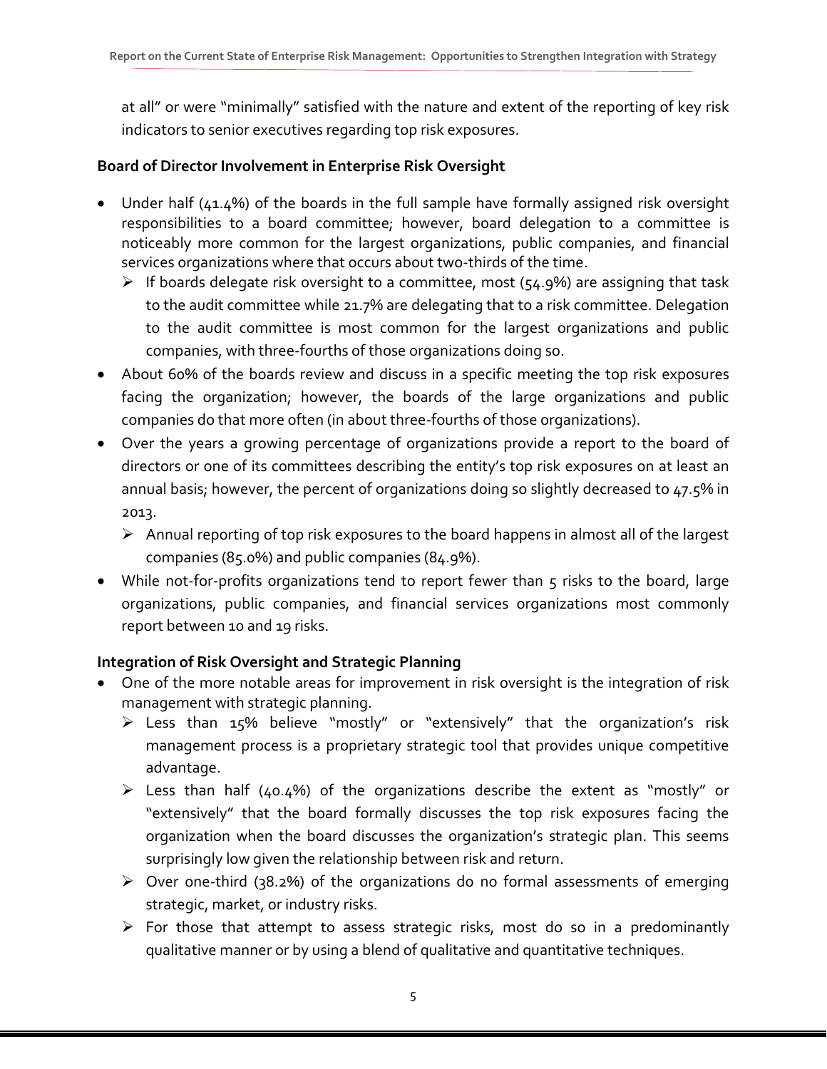at all" or were "minimally" satisfied with the nature and extent of the reporting of key risk indicators to senior executives regarding top risk exposures.

**Board of Director Involvement in Enterprise Risk Oversight**

- Under half (41.4%) of the boards in the full sample have formally assigned risk oversight responsibilities to a board committee; however, board delegation to a committee is noticeably more common for the largest organizations, public companies, and financial services organizations where that occurs about two-thirds of the time.
  - If boards delegate risk oversight to a committee, most (54.9%) are assigning that task to the audit committee while 21.7% are delegating that to a risk committee. Delegation to the audit committee is most common for the largest organizations and public companies, with three-fourths of those organizations doing so.
- About 60% of the boards review and discuss in a specific meeting the top risk exposures facing the organization; however, the boards of the large organizations and public companies do that more often (in about three-fourths of those organizations).
- Over the years a growing percentage of organizations provide a report to the board of directors or one of its committees describing the entity's top risk exposures on at least an annual basis; however, the percent of organizations doing so slightly decreased to 47.5% in 2013.
  - Annual reporting of top risk exposures to the board happens in almost all of the largest companies (85.0%) and public companies (84.9%).
- While not-for-profits organizations tend to report fewer than 5 risks to the board, large organizations, public companies, and financial services organizations most commonly report between 10 and 19 risks.

**Integration of Risk Oversight and Strategic Planning**

- One of the more notable areas for improvement in risk oversight is the integration of risk management with strategic planning.
  - Less than 15% believe "mostly" or "extensively" that the organization's risk management process is a proprietary strategic tool that provides unique competitive advantage.
  - Less than half (40.4%) of the organizations describe the extent as "mostly" or "extensively" that the board formally discusses the top risk exposures facing the organization when the board discusses the organization's strategic plan. This seems surprisingly low given the relationship between risk and return.
  - Over one-third (38.2%) of the organizations do no formal assessments of emerging strategic, market, or industry risks.
  - For those that attempt to assess strategic risks, most do so in a predominantly qualitative manner or by using a blend of qualitative and quantitative techniques.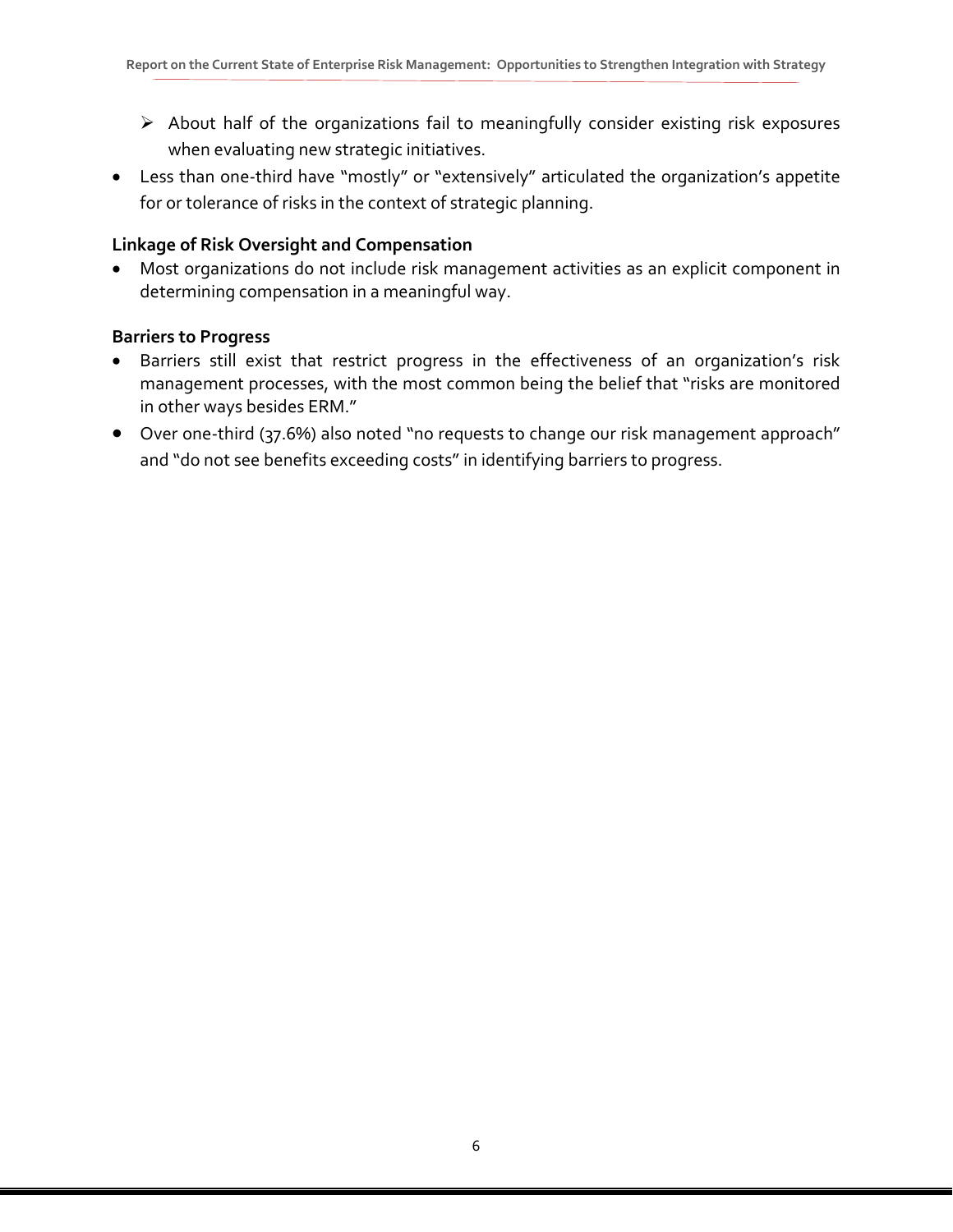- About half of the organizations fail to meaningfully consider existing risk exposures when evaluating new strategic initiatives.
- Less than one-third have "mostly" or "extensively" articulated the organization's appetite for or tolerance of risks in the context of strategic planning.

**Linkage of Risk Oversight and Compensation**

- Most organizations do not include risk management activities as an explicit component in determining compensation in a meaningful way.

**Barriers to Progress**

- Barriers still exist that restrict progress in the effectiveness of an organization's risk management processes, with the most common being the belief that "risks are monitored in other ways besides ERM."
- Over one-third (37.6%) also noted "no requests to change our risk management approach" and "do not see benefits exceeding costs" in identifying barriers to progress.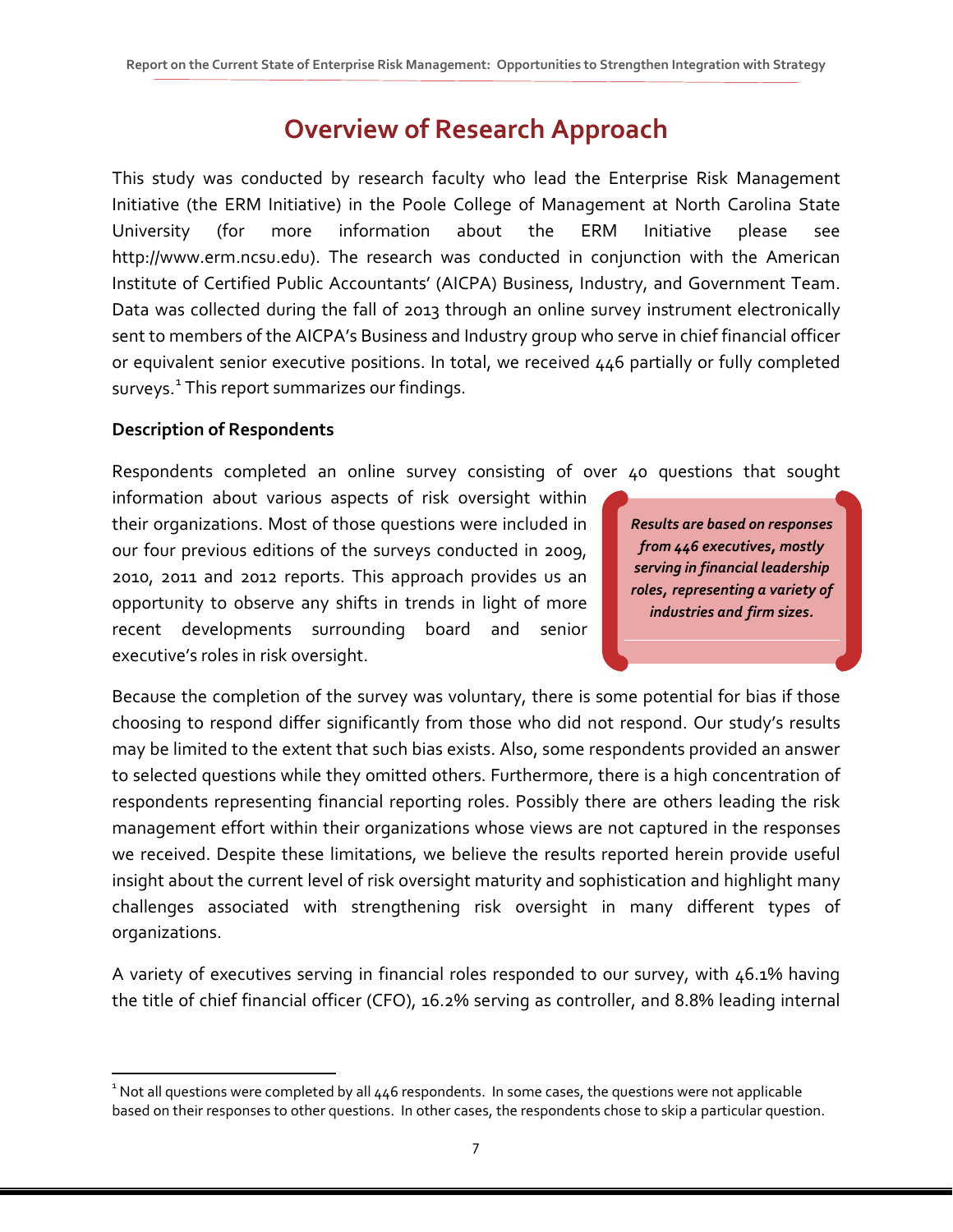# Overview of Research Approach

This study was conducted by research faculty who lead the Enterprise Risk Management Initiative (the ERM Initiative) in the Poole College of Management at North Carolina State University (for more information about the ERM Initiative please see http://www.erm.ncsu.edu). The research was conducted in conjunction with the American Institute of Certified Public Accountants' (AICPA) Business, Industry, and Government Team. Data was collected during the fall of 2013 through an online survey instrument electronically sent to members of the AICPA's Business and Industry group who serve in chief financial officer or equivalent senior executive positions. In total, we received 446 partially or fully completed surveys.[1] This report summarizes our findings.

**Description of Respondents**

Respondents completed an online survey consisting of over 40 questions that sought information about various aspects of risk oversight within their organizations. Most of those questions were included in our four previous editions of the surveys conducted in 2009, 2010, 2011 and 2012 reports. This approach provides us an opportunity to observe any shifts in trends in light of more recent developments surrounding board and senior executive's roles in risk oversight.

> ***Results are based on responses from 446 executives, mostly serving in financial leadership roles, representing a variety of industries and firm sizes.***

Because the completion of the survey was voluntary, there is some potential for bias if those choosing to respond differ significantly from those who did not respond. Our study's results may be limited to the extent that such bias exists. Also, some respondents provided an answer to selected questions while they omitted others. Furthermore, there is a high concentration of respondents representing financial reporting roles. Possibly there are others leading the risk management effort within their organizations whose views are not captured in the responses we received. Despite these limitations, we believe the results reported herein provide useful insight about the current level of risk oversight maturity and sophistication and highlight many challenges associated with strengthening risk oversight in many different types of organizations.

A variety of executives serving in financial roles responded to our survey, with 46.1% having the title of chief financial officer (CFO), 16.2% serving as controller, and 8.8% leading internal

[1] Not all questions were completed by all 446 respondents. In some cases, the questions were not applicable based on their responses to other questions. In other cases, the respondents chose to skip a particular question.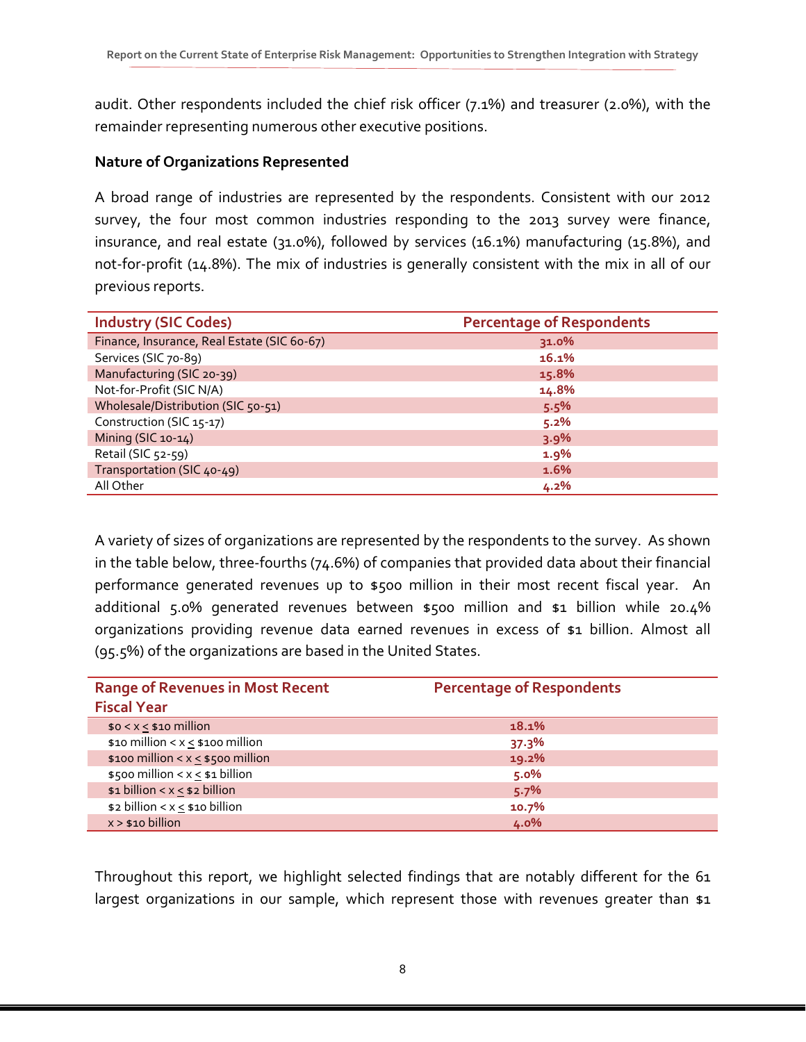audit. Other respondents included the chief risk officer (7.1%) and treasurer (2.0%), with the remainder representing numerous other executive positions.

**Nature of Organizations Represented**

A broad range of industries are represented by the respondents. Consistent with our 2012 survey, the four most common industries responding to the 2013 survey were finance, insurance, and real estate (31.0%), followed by services (16.1%) manufacturing (15.8%), and not-for-profit (14.8%). The mix of industries is generally consistent with the mix in all of our previous reports.

| Industry (SIC Codes) | Percentage of Respondents |
|---|---|
| Finance, Insurance, Real Estate (SIC 60-67) | **31.0%** |
| Services (SIC 70-89) | **16.1%** |
| Manufacturing (SIC 20-39) | **15.8%** |
| Not-for-Profit (SIC N/A) | **14.8%** |
| Wholesale/Distribution (SIC 50-51) | **5.5%** |
| Construction (SIC 15-17) | **5.2%** |
| Mining (SIC 10-14) | **3.9%** |
| Retail (SIC 52-59) | **1.9%** |
| Transportation (SIC 40-49) | **1.6%** |
| All Other | **4.2%** |

A variety of sizes of organizations are represented by the respondents to the survey. As shown in the table below, three-fourths (74.6%) of companies that provided data about their financial performance generated revenues up to $500 million in their most recent fiscal year. An additional 5.0% generated revenues between $500 million and $1 billion while 20.4% organizations providing revenue data earned revenues in excess of $1 billion. Almost all (95.5%) of the organizations are based in the United States.

| Range of Revenues in Most Recent Fiscal Year | Percentage of Respondents |
|---|---|
| $0 < x ≤ $10 million | **18.1%** |
| $10 million < x ≤ $100 million | **37.3%** |
| $100 million < x ≤ $500 million | **19.2%** |
| $500 million < x ≤ $1 billion | **5.0%** |
| $1 billion < x ≤ $2 billion | **5.7%** |
| $2 billion < x ≤ $10 billion | **10.7%** |
| x > $10 billion | **4.0%** |

Throughout this report, we highlight selected findings that are notably different for the 61 largest organizations in our sample, which represent those with revenues greater than $1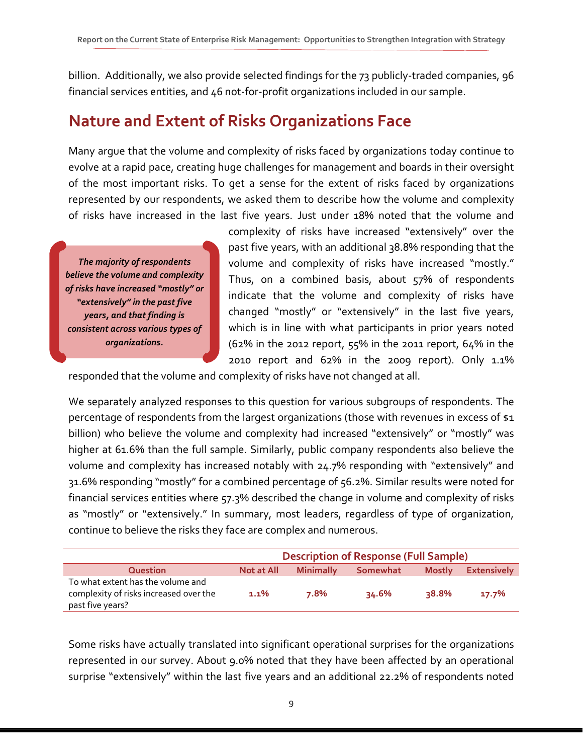billion. Additionally, we also provide selected findings for the 73 publicly-traded companies, 96 financial services entities, and 46 not-for-profit organizations included in our sample.

## Nature and Extent of Risks Organizations Face

Many argue that the volume and complexity of risks faced by organizations today continue to evolve at a rapid pace, creating huge challenges for management and boards in their oversight of the most important risks. To get a sense for the extent of risks faced by organizations represented by our respondents, we asked them to describe how the volume and complexity of risks have increased in the last five years. Just under 18% noted that the volume and complexity of risks have increased "extensively" over the past five years, with an additional 38.8% responding that the volume and complexity of risks have increased "mostly." Thus, on a combined basis, about 57% of respondents indicate that the volume and complexity of risks have changed "mostly" or "extensively" in the last five years, which is in line with what participants in prior years noted (62% in the 2012 report, 55% in the 2011 report, 64% in the 2010 report and 62% in the 2009 report). Only 1.1% responded that the volume and complexity of risks have not changed at all.

> ***The majority of respondents believe the volume and complexity of risks have increased "mostly" or "extensively" in the past five years, and that finding is consistent across various types of organizations.***

We separately analyzed responses to this question for various subgroups of respondents. The percentage of respondents from the largest organizations (those with revenues in excess of $1 billion) who believe the volume and complexity had increased "extensively" or "mostly" was higher at 61.6% than the full sample. Similarly, public company respondents also believe the volume and complexity has increased notably with 24.7% responding with "extensively" and 31.6% responding "mostly" for a combined percentage of 56.2%. Similar results were noted for financial services entities where 57.3% described the change in volume and complexity of risks as "mostly" or "extensively." In summary, most leaders, regardless of type of organization, continue to believe the risks they face are complex and numerous.

| | Description of Response (Full Sample) | | | | |
|---|---|---|---|---|---|
| Question | Not at All | Minimally | Somewhat | Mostly | Extensively |
| To what extent has the volume and complexity of risks increased over the past five years? | 1.1% | 7.8% | 34.6% | 38.8% | 17.7% |

Some risks have actually translated into significant operational surprises for the organizations represented in our survey. About 9.0% noted that they have been affected by an operational surprise "extensively" within the last five years and an additional 22.2% of respondents noted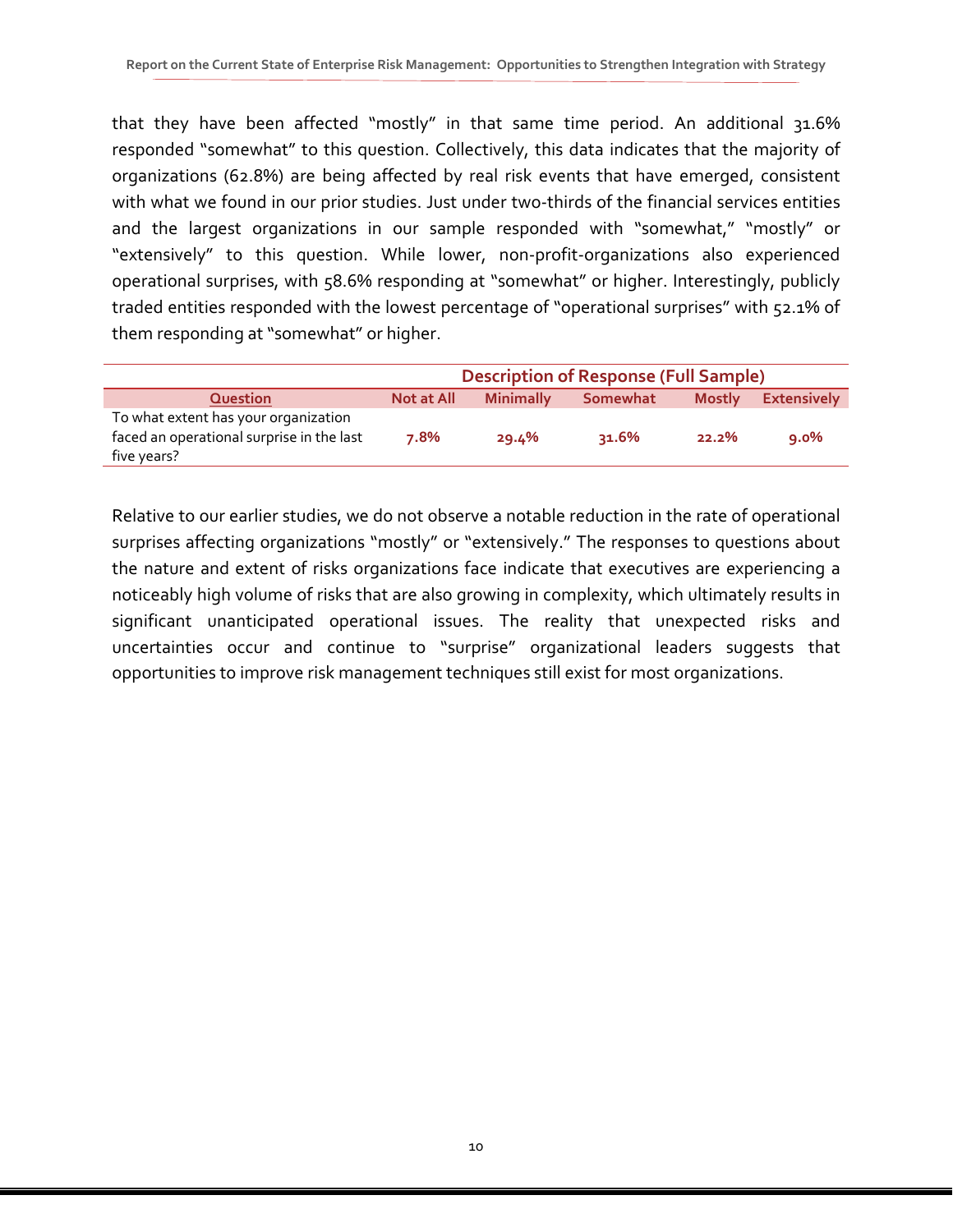that they have been affected "mostly" in that same time period. An additional 31.6% responded "somewhat" to this question. Collectively, this data indicates that the majority of organizations (62.8%) are being affected by real risk events that have emerged, consistent with what we found in our prior studies. Just under two-thirds of the financial services entities and the largest organizations in our sample responded with "somewhat," "mostly" or "extensively" to this question. While lower, non-profit-organizations also experienced operational surprises, with 58.6% responding at "somewhat" or higher. Interestingly, publicly traded entities responded with the lowest percentage of "operational surprises" with 52.1% of them responding at "somewhat" or higher.

| | Description of Response (Full Sample) | | | | |
|---|---|---|---|---|---|
| **Question** | **Not at All** | **Minimally** | **Somewhat** | **Mostly** | **Extensively** |
| To what extent has your organization faced an operational surprise in the last five years? | **7.8%** | **29.4%** | **31.6%** | **22.2%** | **9.0%** |

Relative to our earlier studies, we do not observe a notable reduction in the rate of operational surprises affecting organizations "mostly" or "extensively." The responses to questions about the nature and extent of risks organizations face indicate that executives are experiencing a noticeably high volume of risks that are also growing in complexity, which ultimately results in significant unanticipated operational issues. The reality that unexpected risks and uncertainties occur and continue to "surprise" organizational leaders suggests that opportunities to improve risk management techniques still exist for most organizations.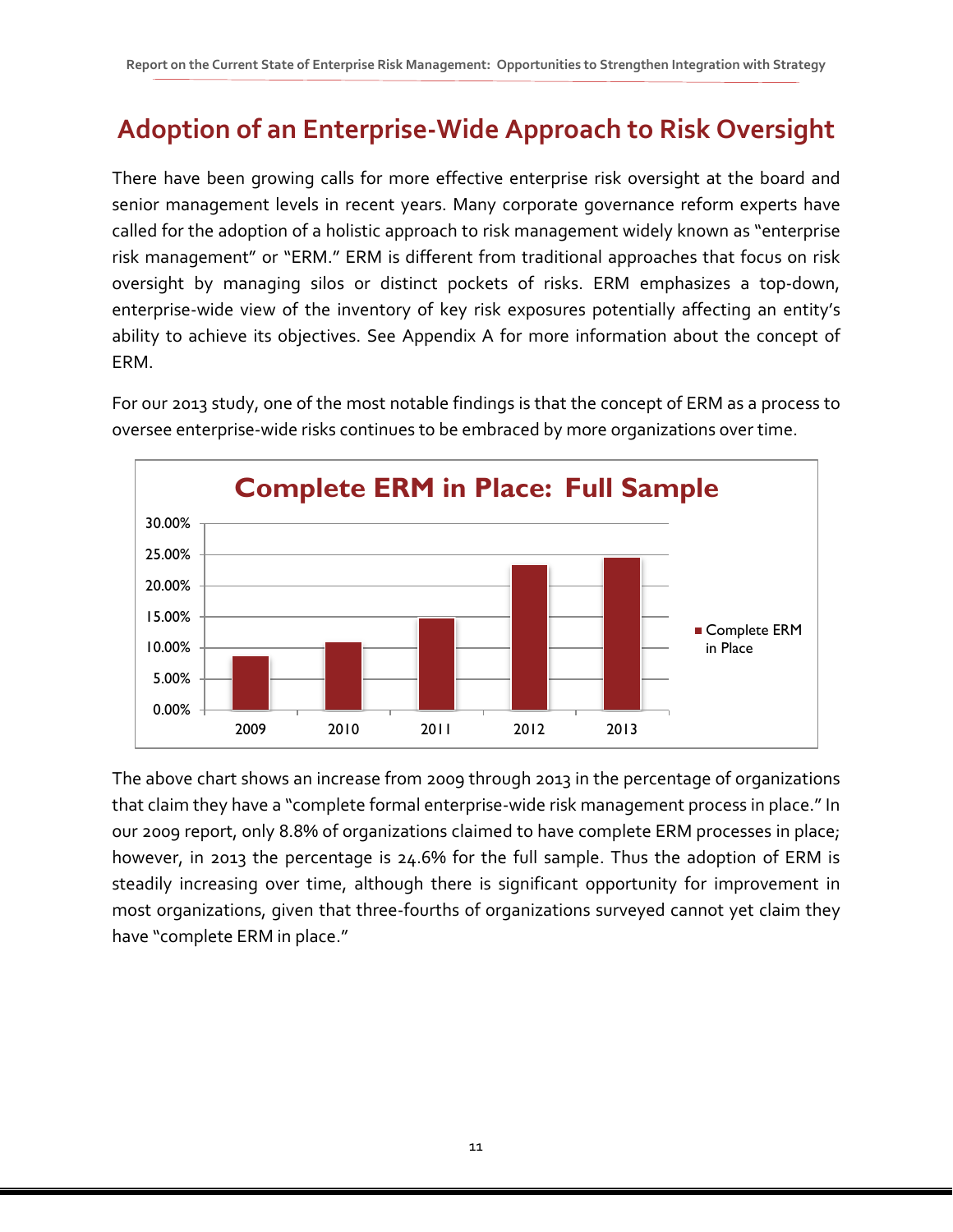## Adoption of an Enterprise-Wide Approach to Risk Oversight

There have been growing calls for more effective enterprise risk oversight at the board and senior management levels in recent years. Many corporate governance reform experts have called for the adoption of a holistic approach to risk management widely known as "enterprise risk management" or "ERM." ERM is different from traditional approaches that focus on risk oversight by managing silos or distinct pockets of risks. ERM emphasizes a top-down, enterprise-wide view of the inventory of key risk exposures potentially affecting an entity's ability to achieve its objectives. See Appendix A for more information about the concept of ERM.

For our 2013 study, one of the most notable findings is that the concept of ERM as a process to oversee enterprise-wide risks continues to be embraced by more organizations over time.

**Complete ERM in Place: Full Sample**

The above chart shows an increase from 2009 through 2013 in the percentage of organizations that claim they have a "complete formal enterprise-wide risk management process in place." In our 2009 report, only 8.8% of organizations claimed to have complete ERM processes in place; however, in 2013 the percentage is 24.6% for the full sample. Thus the adoption of ERM is steadily increasing over time, although there is significant opportunity for improvement in most organizations, given that three-fourths of organizations surveyed cannot yet claim they have "complete ERM in place."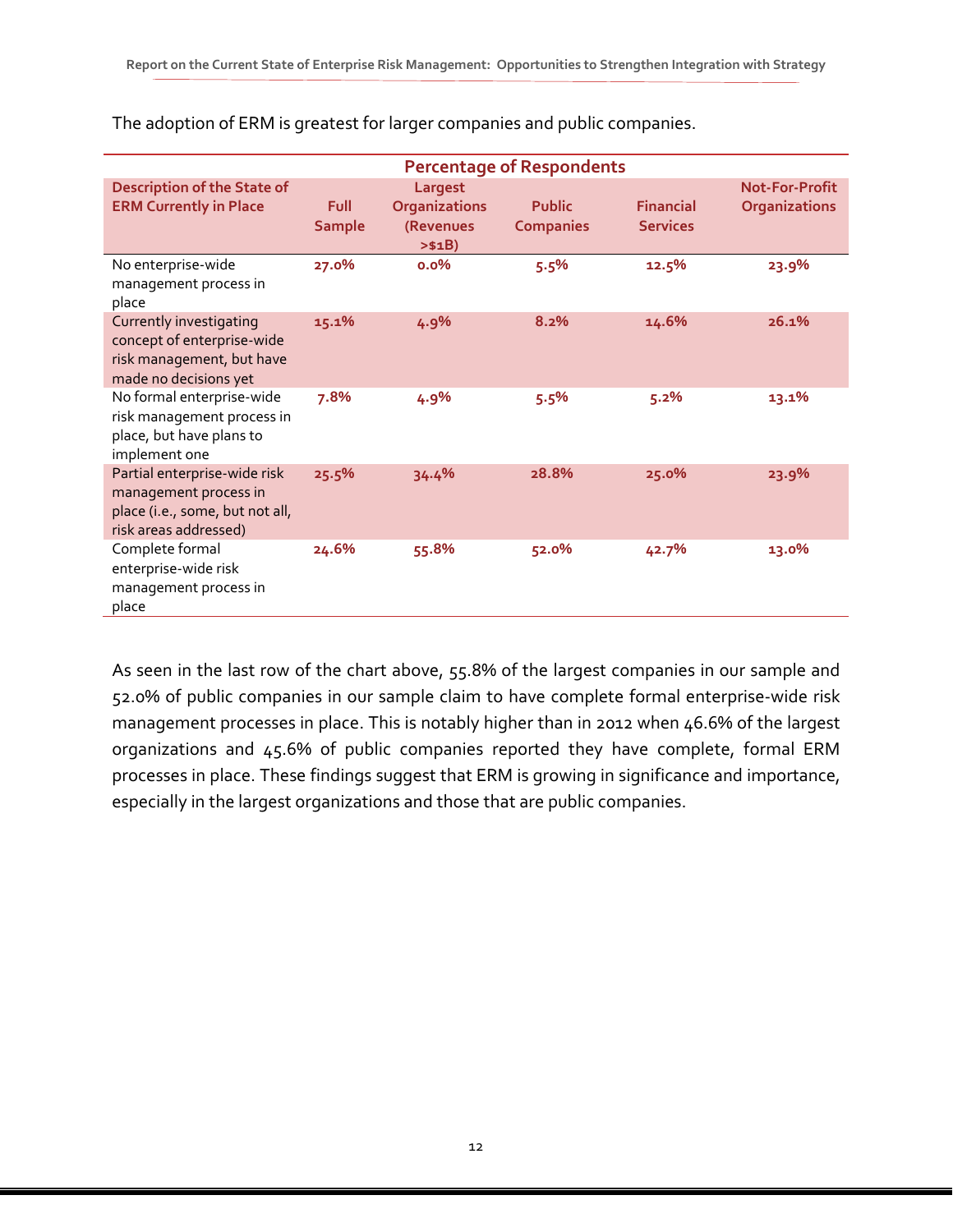The adoption of ERM is greatest for larger companies and public companies.

| | Percentage of Respondents | | | | |
|---|---|---|---|---|---|
| **Description of the State of ERM Currently in Place** | **Full Sample** | **Largest Organizations (Revenues >$1B)** | **Public Companies** | **Financial Services** | **Not-For-Profit Organizations** |
| No enterprise-wide management process in place | **27.0%** | **0.0%** | **5.5%** | **12.5%** | **23.9%** |
| Currently investigating concept of enterprise-wide risk management, but have made no decisions yet | **15.1%** | **4.9%** | **8.2%** | **14.6%** | **26.1%** |
| No formal enterprise-wide risk management process in place, but have plans to implement one | **7.8%** | **4.9%** | **5.5%** | **5.2%** | **13.1%** |
| Partial enterprise-wide risk management process in place (i.e., some, but not all, risk areas addressed) | **25.5%** | **34.4%** | **28.8%** | **25.0%** | **23.9%** |
| Complete formal enterprise-wide risk management process in place | **24.6%** | **55.8%** | **52.0%** | **42.7%** | **13.0%** |

As seen in the last row of the chart above, 55.8% of the largest companies in our sample and 52.0% of public companies in our sample claim to have complete formal enterprise-wide risk management processes in place. This is notably higher than in 2012 when 46.6% of the largest organizations and 45.6% of public companies reported they have complete, formal ERM processes in place. These findings suggest that ERM is growing in significance and importance, especially in the largest organizations and those that are public companies.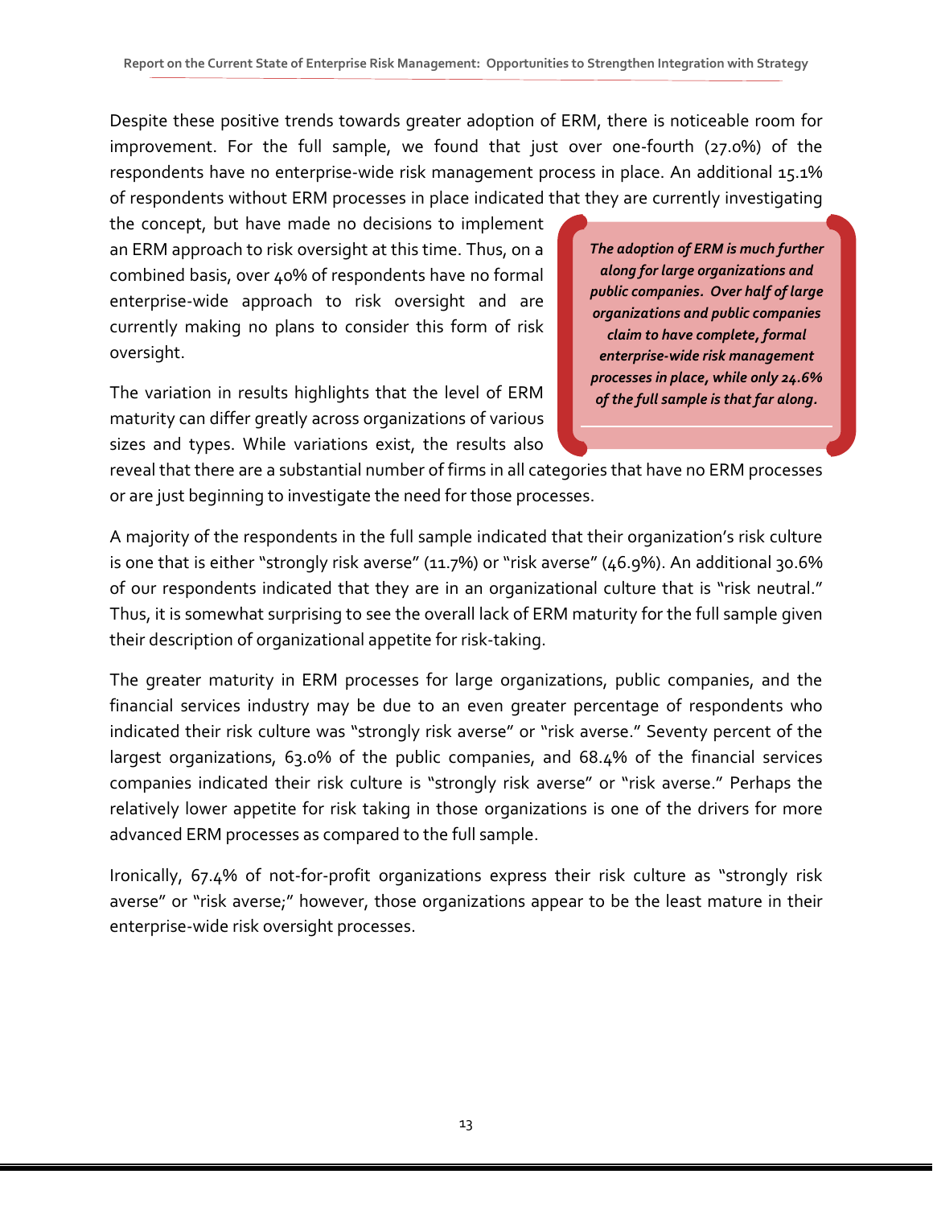Despite these positive trends towards greater adoption of ERM, there is noticeable room for improvement. For the full sample, we found that just over one-fourth (27.0%) of the respondents have no enterprise-wide risk management process in place. An additional 15.1% of respondents without ERM processes in place indicated that they are currently investigating the concept, but have made no decisions to implement an ERM approach to risk oversight at this time. Thus, on a combined basis, over 40% of respondents have no formal enterprise-wide approach to risk oversight and are currently making no plans to consider this form of risk oversight.

> ***The adoption of ERM is much further along for large organizations and public companies. Over half of large organizations and public companies claim to have complete, formal enterprise-wide risk management processes in place, while only 24.6% of the full sample is that far along.***

The variation in results highlights that the level of ERM maturity can differ greatly across organizations of various sizes and types. While variations exist, the results also reveal that there are a substantial number of firms in all categories that have no ERM processes or are just beginning to investigate the need for those processes.

A majority of the respondents in the full sample indicated that their organization's risk culture is one that is either "strongly risk averse" (11.7%) or "risk averse" (46.9%). An additional 30.6% of our respondents indicated that they are in an organizational culture that is "risk neutral." Thus, it is somewhat surprising to see the overall lack of ERM maturity for the full sample given their description of organizational appetite for risk-taking.

The greater maturity in ERM processes for large organizations, public companies, and the financial services industry may be due to an even greater percentage of respondents who indicated their risk culture was "strongly risk averse" or "risk averse." Seventy percent of the largest organizations, 63.0% of the public companies, and 68.4% of the financial services companies indicated their risk culture is "strongly risk averse" or "risk averse." Perhaps the relatively lower appetite for risk taking in those organizations is one of the drivers for more advanced ERM processes as compared to the full sample.

Ironically, 67.4% of not-for-profit organizations express their risk culture as "strongly risk averse" or "risk averse;" however, those organizations appear to be the least mature in their enterprise-wide risk oversight processes.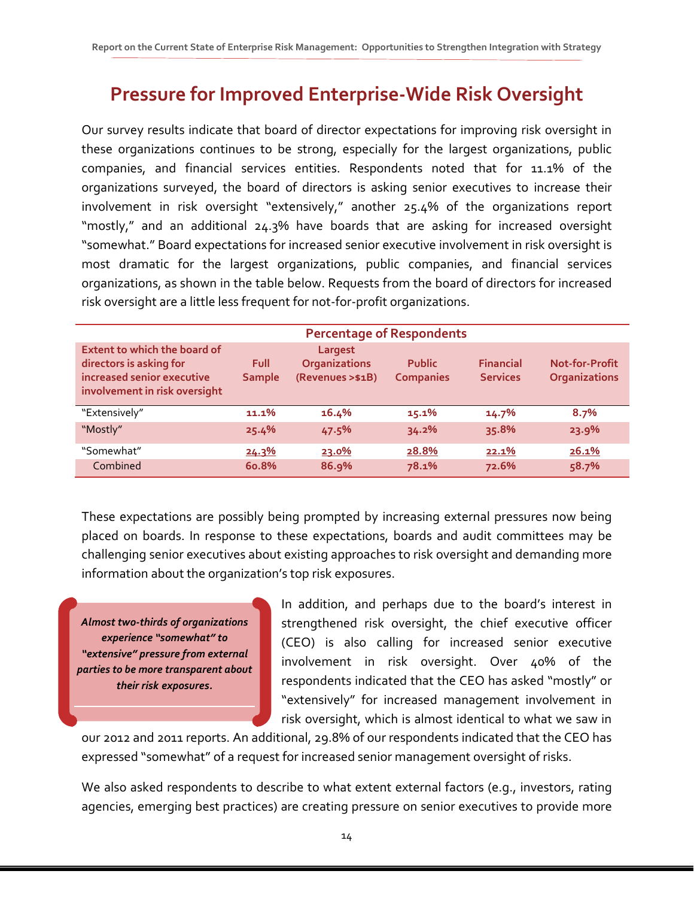## Pressure for Improved Enterprise-Wide Risk Oversight

Our survey results indicate that board of director expectations for improving risk oversight in these organizations continues to be strong, especially for the largest organizations, public companies, and financial services entities. Respondents noted that for 11.1% of the organizations surveyed, the board of directors is asking senior executives to increase their involvement in risk oversight "extensively," another 25.4% of the organizations report "mostly," and an additional 24.3% have boards that are asking for increased oversight "somewhat." Board expectations for increased senior executive involvement in risk oversight is most dramatic for the largest organizations, public companies, and financial services organizations, as shown in the table below. Requests from the board of directors for increased risk oversight are a little less frequent for not-for-profit organizations.

| | Percentage of Respondents | | | | |
|---|---|---|---|---|---|
| **Extent to which the board of directors is asking for increased senior executive involvement in risk oversight** | **Full Sample** | **Largest Organizations (Revenues >$1B)** | **Public Companies** | **Financial Services** | **Not-for-Profit Organizations** |
| "Extensively" | 11.1% | 16.4% | 15.1% | 14.7% | 8.7% |
| "Mostly" | 25.4% | 47.5% | 34.2% | 35.8% | 23.9% |
| "Somewhat" | 24.3% | 23.0% | 28.8% | 22.1% | 26.1% |
| Combined | 60.8% | 86.9% | 78.1% | 72.6% | 58.7% |

These expectations are possibly being prompted by increasing external pressures now being placed on boards. In response to these expectations, boards and audit committees may be challenging senior executives about existing approaches to risk oversight and demanding more information about the organization's top risk exposures.

> ***Almost two-thirds of organizations experience "somewhat" to "extensive" pressure from external parties to be more transparent about their risk exposures.***

In addition, and perhaps due to the board's interest in strengthened risk oversight, the chief executive officer (CEO) is also calling for increased senior executive involvement in risk oversight. Over 40% of the respondents indicated that the CEO has asked "mostly" or "extensively" for increased management involvement in risk oversight, which is almost identical to what we saw in our 2012 and 2011 reports. An additional, 29.8% of our respondents indicated that the CEO has expressed "somewhat" of a request for increased senior management oversight of risks.

We also asked respondents to describe to what extent external factors (e.g., investors, rating agencies, emerging best practices) are creating pressure on senior executives to provide more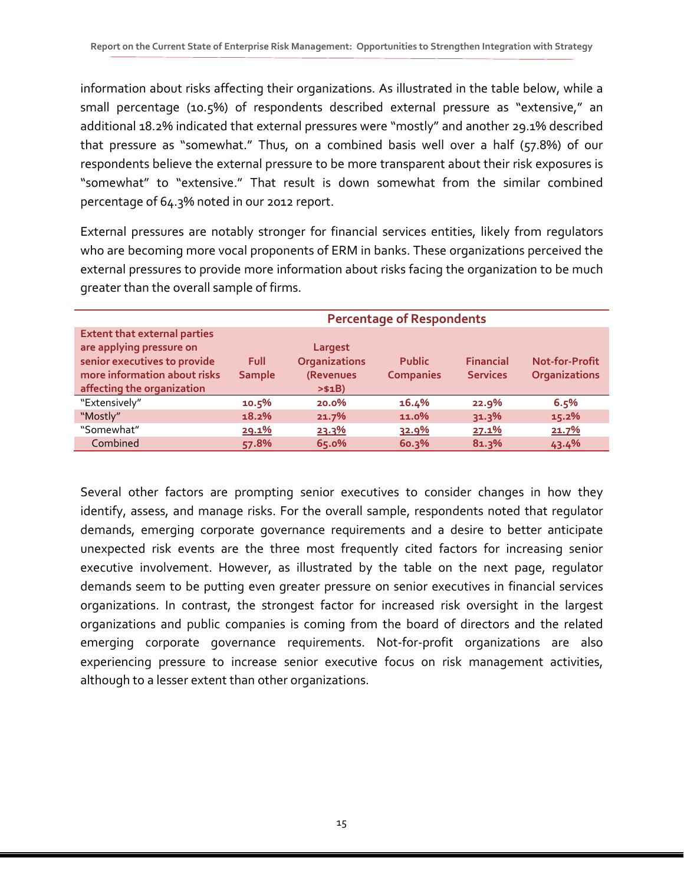information about risks affecting their organizations. As illustrated in the table below, while a small percentage (10.5%) of respondents described external pressure as "extensive," an additional 18.2% indicated that external pressures were "mostly" and another 29.1% described that pressure as "somewhat." Thus, on a combined basis well over a half (57.8%) of our respondents believe the external pressure to be more transparent about their risk exposures is "somewhat" to "extensive." That result is down somewhat from the similar combined percentage of 64.3% noted in our 2012 report.

External pressures are notably stronger for financial services entities, likely from regulators who are becoming more vocal proponents of ERM in banks. These organizations perceived the external pressures to provide more information about risks facing the organization to be much greater than the overall sample of firms.

| | Percentage of Respondents | | | | |
|---|---|---|---|---|---|
| **Extent that external parties are applying pressure on senior executives to provide more information about risks affecting the organization** | **Full Sample** | **Largest Organizations (Revenues >$1B)** | **Public Companies** | **Financial Services** | **Not-for-Profit Organizations** |
| "Extensively" | **10.5%** | **20.0%** | **16.4%** | **22.9%** | **6.5%** |
| "Mostly" | **18.2%** | **21.7%** | **11.0%** | **31.3%** | **15.2%** |
| "Somewhat" | **29.1%** | **23.3%** | **32.9%** | **27.1%** | **21.7%** |
| Combined | **57.8%** | **65.0%** | **60.3%** | **81.3%** | **43.4%** |

Several other factors are prompting senior executives to consider changes in how they identify, assess, and manage risks. For the overall sample, respondents noted that regulator demands, emerging corporate governance requirements and a desire to better anticipate unexpected risk events are the three most frequently cited factors for increasing senior executive involvement. However, as illustrated by the table on the next page, regulator demands seem to be putting even greater pressure on senior executives in financial services organizations. In contrast, the strongest factor for increased risk oversight in the largest organizations and public companies is coming from the board of directors and the related emerging corporate governance requirements. Not-for-profit organizations are also experiencing pressure to increase senior executive focus on risk management activities, although to a lesser extent than other organizations.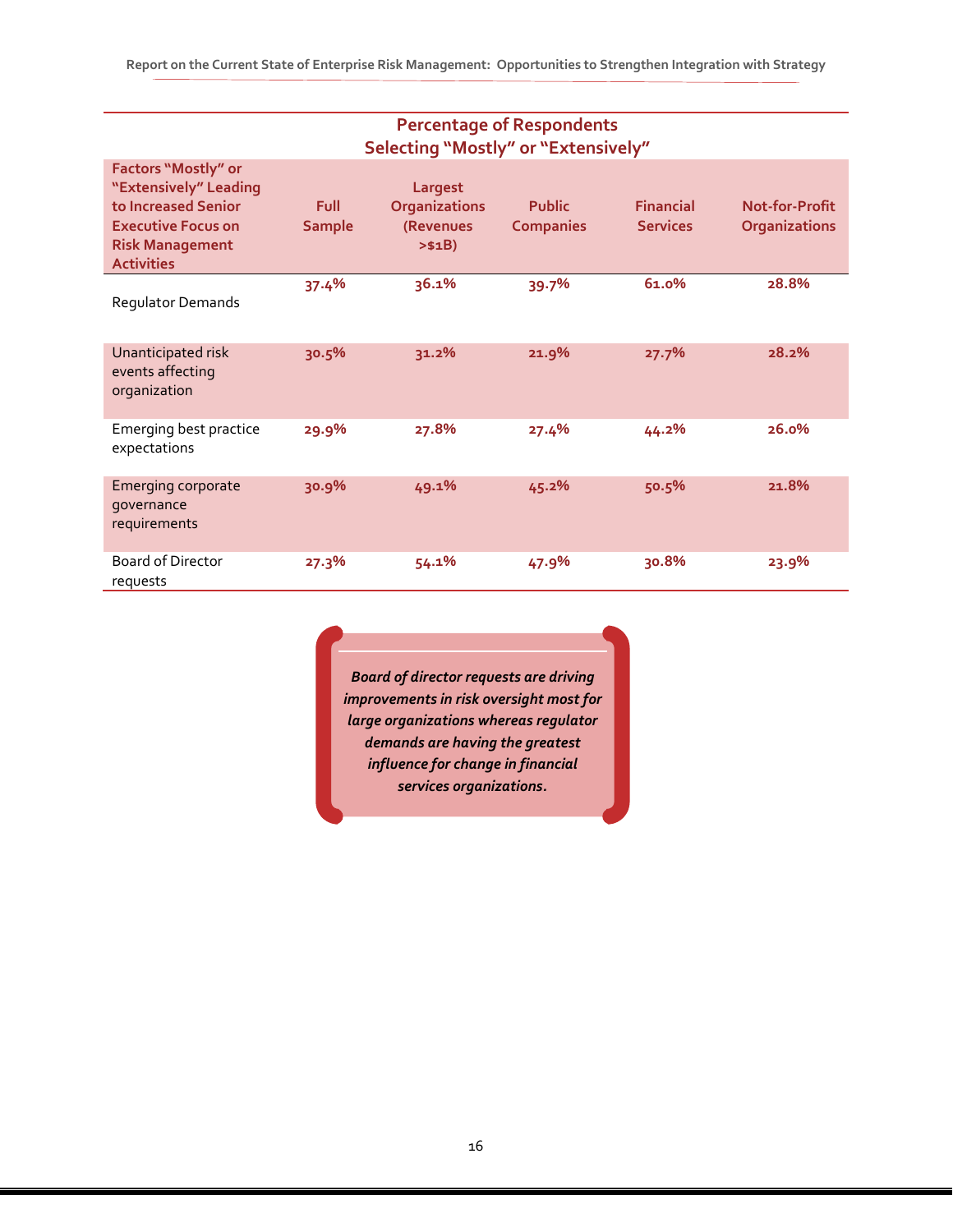| Factors "Mostly" or "Extensively" Leading to Increased Senior Executive Focus on Risk Management Activities | Full Sample | Largest Organizations (Revenues >$1B) | Public Companies | Financial Services | Not-for-Profit Organizations |
|---|---|---|---|---|---|
| | **Percentage of Respondents Selecting "Mostly" or "Extensively"** | | | | |
| Regulator Demands | 37.4% | 36.1% | 39.7% | 61.0% | 28.8% |
| Unanticipated risk events affecting organization | 30.5% | 31.2% | 21.9% | 27.7% | 28.2% |
| Emerging best practice expectations | 29.9% | 27.8% | 27.4% | 44.2% | 26.0% |
| Emerging corporate governance requirements | 30.9% | 49.1% | 45.2% | 50.5% | 21.8% |
| Board of Director requests | 27.3% | 54.1% | 47.9% | 30.8% | 23.9% |

***Board of director requests are driving improvements in risk oversight most for large organizations whereas regulator demands are having the greatest influence for change in financial services organizations.***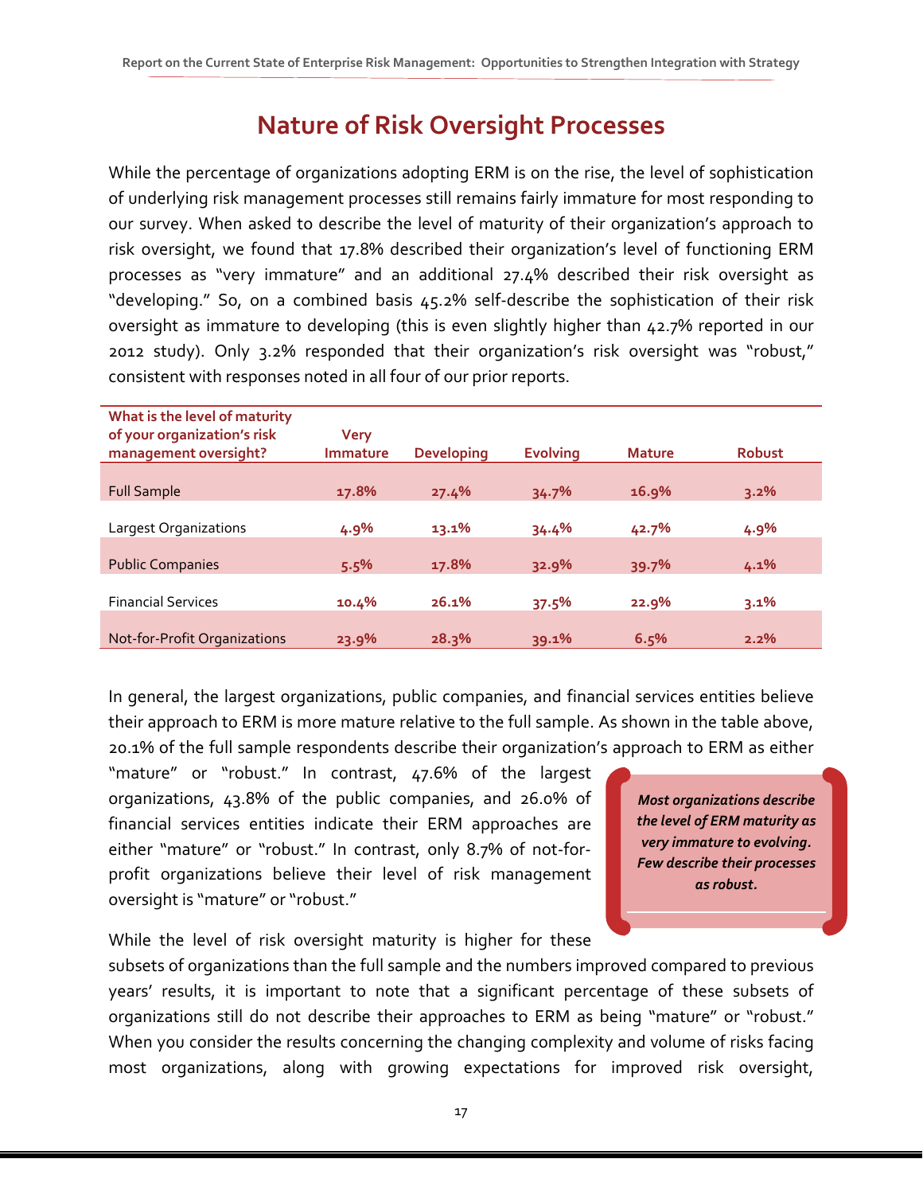# Nature of Risk Oversight Processes

While the percentage of organizations adopting ERM is on the rise, the level of sophistication of underlying risk management processes still remains fairly immature for most responding to our survey. When asked to describe the level of maturity of their organization's approach to risk oversight, we found that 17.8% described their organization's level of functioning ERM processes as "very immature" and an additional 27.4% described their risk oversight as "developing." So, on a combined basis 45.2% self-describe the sophistication of their risk oversight as immature to developing (this is even slightly higher than 42.7% reported in our 2012 study). Only 3.2% responded that their organization's risk oversight was "robust," consistent with responses noted in all four of our prior reports.

| What is the level of maturity of your organization's risk management oversight? | Very Immature | Developing | Evolving | Mature | Robust |
|---|---|---|---|---|---|
| Full Sample | 17.8% | 27.4% | 34.7% | 16.9% | 3.2% |
| Largest Organizations | 4.9% | 13.1% | 34.4% | 42.7% | 4.9% |
| Public Companies | 5.5% | 17.8% | 32.9% | 39.7% | 4.1% |
| Financial Services | 10.4% | 26.1% | 37.5% | 22.9% | 3.1% |
| Not-for-Profit Organizations | 23.9% | 28.3% | 39.1% | 6.5% | 2.2% |

In general, the largest organizations, public companies, and financial services entities believe their approach to ERM is more mature relative to the full sample. As shown in the table above, 20.1% of the full sample respondents describe their organization's approach to ERM as either "mature" or "robust." In contrast, 47.6% of the largest organizations, 43.8% of the public companies, and 26.0% of financial services entities indicate their ERM approaches are either "mature" or "robust." In contrast, only 8.7% of not-for-profit organizations believe their level of risk management oversight is "mature" or "robust."

> ***Most organizations describe the level of ERM maturity as very immature to evolving. Few describe their processes as robust.***

While the level of risk oversight maturity is higher for these subsets of organizations than the full sample and the numbers improved compared to previous years' results, it is important to note that a significant percentage of these subsets of organizations still do not describe their approaches to ERM as being "mature" or "robust." When you consider the results concerning the changing complexity and volume of risks facing most organizations, along with growing expectations for improved risk oversight,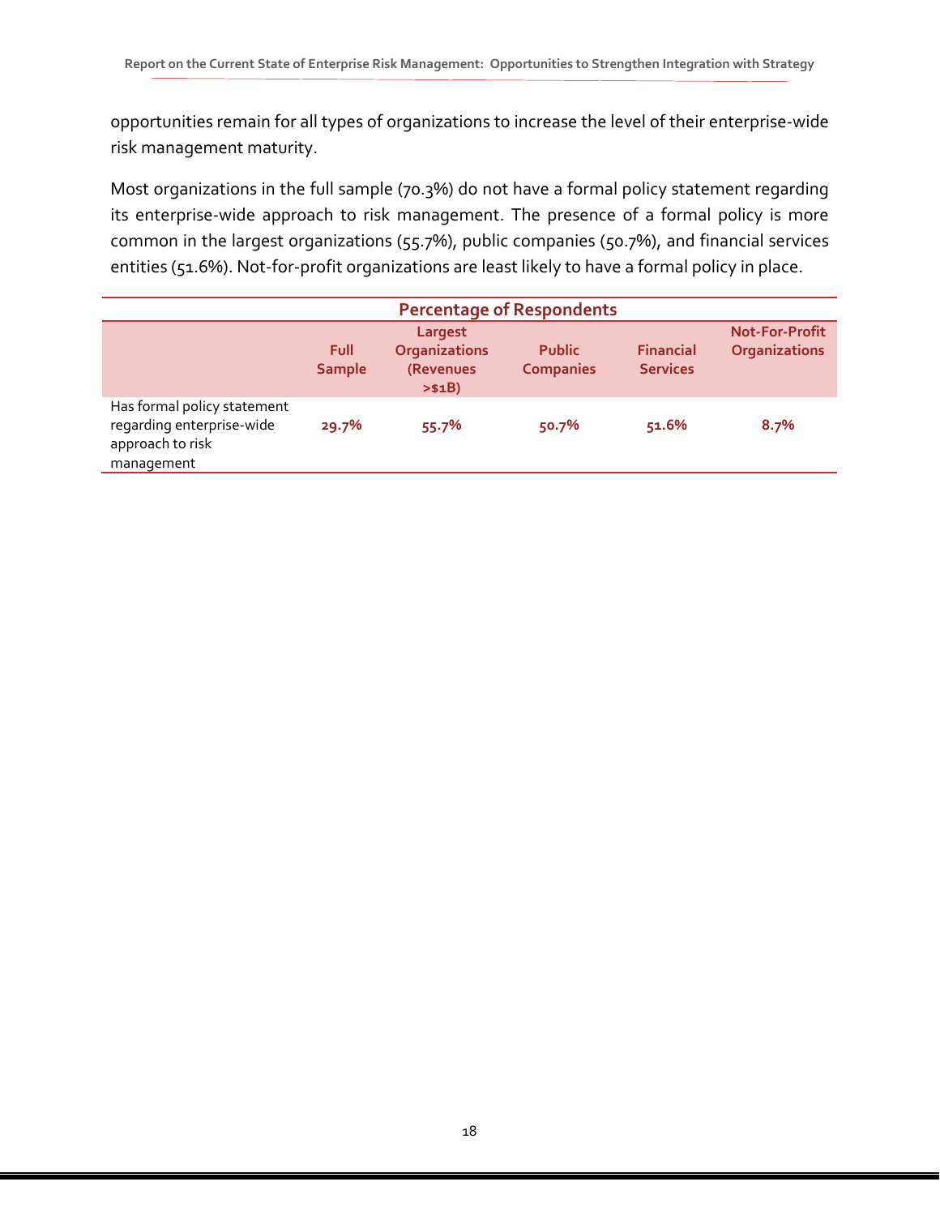opportunities remain for all types of organizations to increase the level of their enterprise-wide risk management maturity.

Most organizations in the full sample (70.3%) do not have a formal policy statement regarding its enterprise-wide approach to risk management. The presence of a formal policy is more common in the largest organizations (55.7%), public companies (50.7%), and financial services entities (51.6%). Not-for-profit organizations are least likely to have a formal policy in place.

| | Percentage of Respondents | | | | |
|---|---|---|---|---|---|
| | Full Sample | Largest Organizations (Revenues >$1B) | Public Companies | Financial Services | Not-For-Profit Organizations |
| Has formal policy statement regarding enterprise-wide approach to risk management | 29.7% | 55.7% | 50.7% | 51.6% | 8.7% |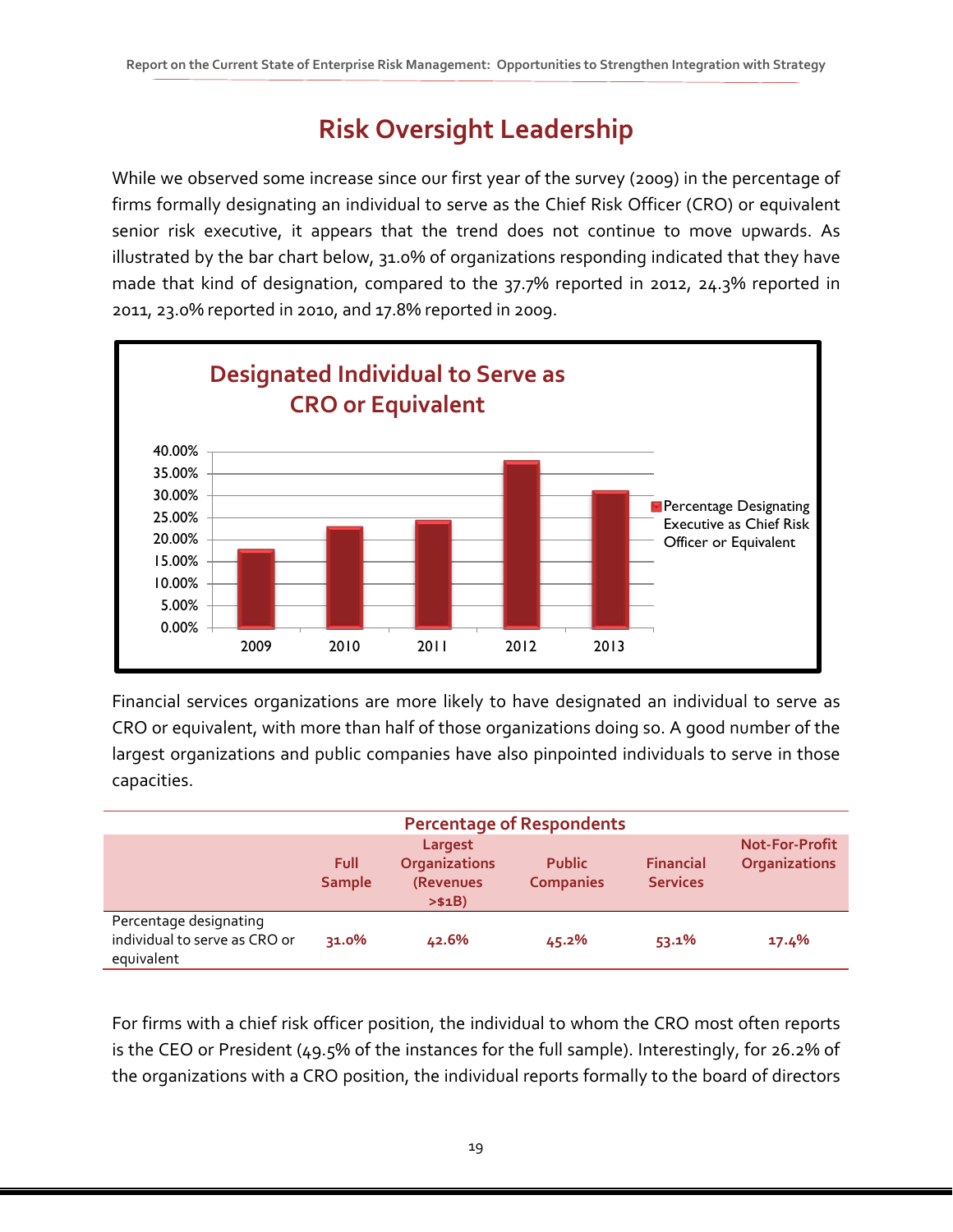## Risk Oversight Leadership

While we observed some increase since our first year of the survey (2009) in the percentage of firms formally designating an individual to serve as the Chief Risk Officer (CRO) or equivalent senior risk executive, it appears that the trend does not continue to move upwards. As illustrated by the bar chart below, 31.0% of organizations responding indicated that they have made that kind of designation, compared to the 37.7% reported in 2012, 24.3% reported in 2011, 23.0% reported in 2010, and 17.8% reported in 2009.

**Designated Individual to Serve as CRO or Equivalent**

| Year | Percentage Designating Executive as Chief Risk Officer or Equivalent |
|---|---|
| 2009 | 17.8% |
| 2010 | 23.0% |
| 2011 | 24.3% |
| 2012 | 37.7% |
| 2013 | 31.0% |

Financial services organizations are more likely to have designated an individual to serve as CRO or equivalent, with more than half of those organizations doing so. A good number of the largest organizations and public companies have also pinpointed individuals to serve in those capacities.

| | Percentage of Respondents | | | | |
|---|---|---|---|---|---|
| | Full Sample | Largest Organizations (Revenues >$1B) | Public Companies | Financial Services | Not-For-Profit Organizations |
| Percentage designating individual to serve as CRO or equivalent | 31.0% | 42.6% | 45.2% | 53.1% | 17.4% |

For firms with a chief risk officer position, the individual to whom the CRO most often reports is the CEO or President (49.5% of the instances for the full sample). Interestingly, for 26.2% of the organizations with a CRO position, the individual reports formally to the board of directors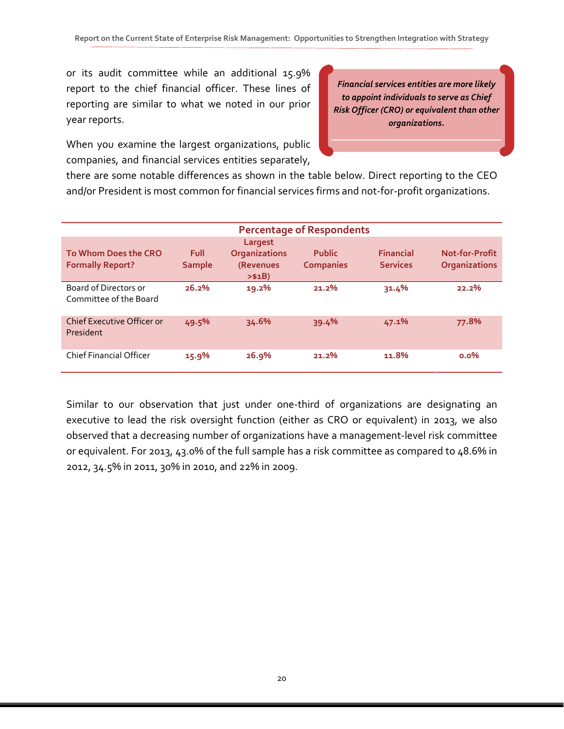or its audit committee while an additional 15.9% report to the chief financial officer. These lines of reporting are similar to what we noted in our prior year reports.

> ***Financial services entities are more likely to appoint individuals to serve as Chief Risk Officer (CRO) or equivalent than other organizations.***

When you examine the largest organizations, public companies, and financial services entities separately, there are some notable differences as shown in the table below. Direct reporting to the CEO and/or President is most common for financial services firms and not-for-profit organizations.

| | Percentage of Respondents | | | | |
|---|---|---|---|---|---|
| **To Whom Does the CRO Formally Report?** | **Full Sample** | **Largest Organizations (Revenues >$1B)** | **Public Companies** | **Financial Services** | **Not-for-Profit Organizations** |
| Board of Directors or Committee of the Board | **26.2%** | **19.2%** | **21.2%** | **31.4%** | **22.2%** |
| Chief Executive Officer or President | **49.5%** | **34.6%** | **39.4%** | **47.1%** | **77.8%** |
| Chief Financial Officer | **15.9%** | **26.9%** | **21.2%** | **11.8%** | **0.0%** |

Similar to our observation that just under one-third of organizations are designating an executive to lead the risk oversight function (either as CRO or equivalent) in 2013, we also observed that a decreasing number of organizations have a management-level risk committee or equivalent. For 2013, 43.0% of the full sample has a risk committee as compared to 48.6% in 2012, 34.5% in 2011, 30% in 2010, and 22% in 2009.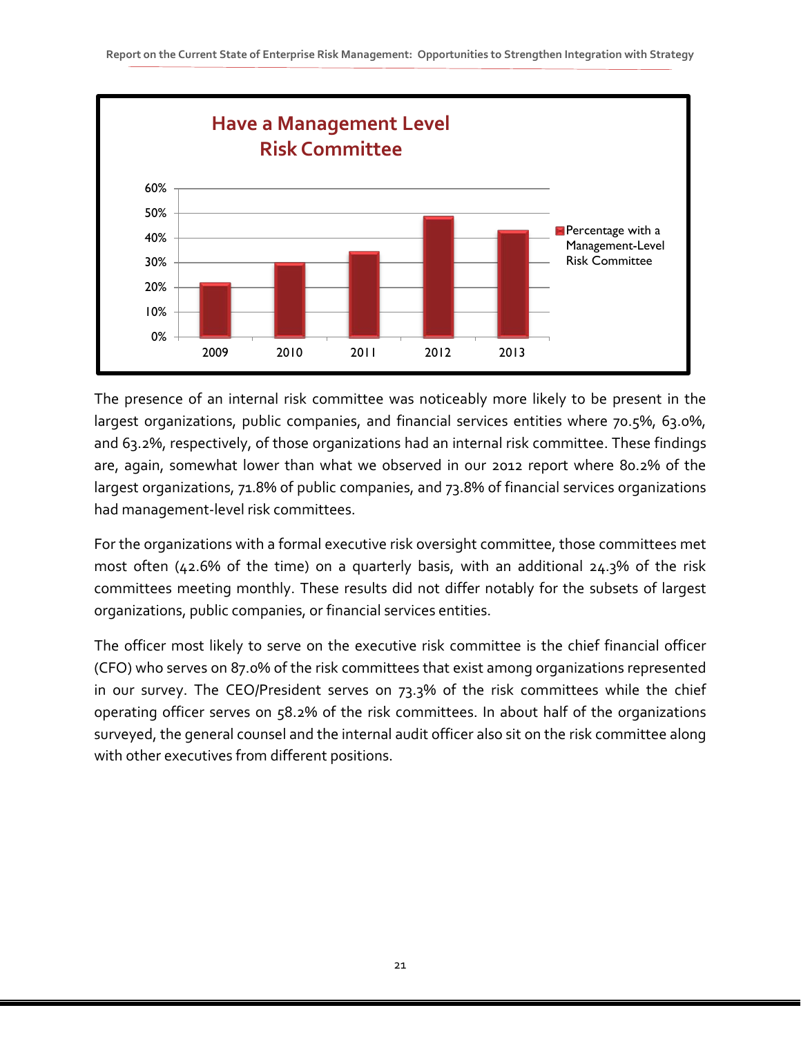**Have a Management Level Risk Committee**

The presence of an internal risk committee was noticeably more likely to be present in the largest organizations, public companies, and financial services entities where 70.5%, 63.0%, and 63.2%, respectively, of those organizations had an internal risk committee. These findings are, again, somewhat lower than what we observed in our 2012 report where 80.2% of the largest organizations, 71.8% of public companies, and 73.8% of financial services organizations had management-level risk committees.

For the organizations with a formal executive risk oversight committee, those committees met most often (42.6% of the time) on a quarterly basis, with an additional 24.3% of the risk committees meeting monthly. These results did not differ notably for the subsets of largest organizations, public companies, or financial services entities.

The officer most likely to serve on the executive risk committee is the chief financial officer (CFO) who serves on 87.0% of the risk committees that exist among organizations represented in our survey. The CEO/President serves on 73.3% of the risk committees while the chief operating officer serves on 58.2% of the risk committees. In about half of the organizations surveyed, the general counsel and the internal audit officer also sit on the risk committee along with other executives from different positions.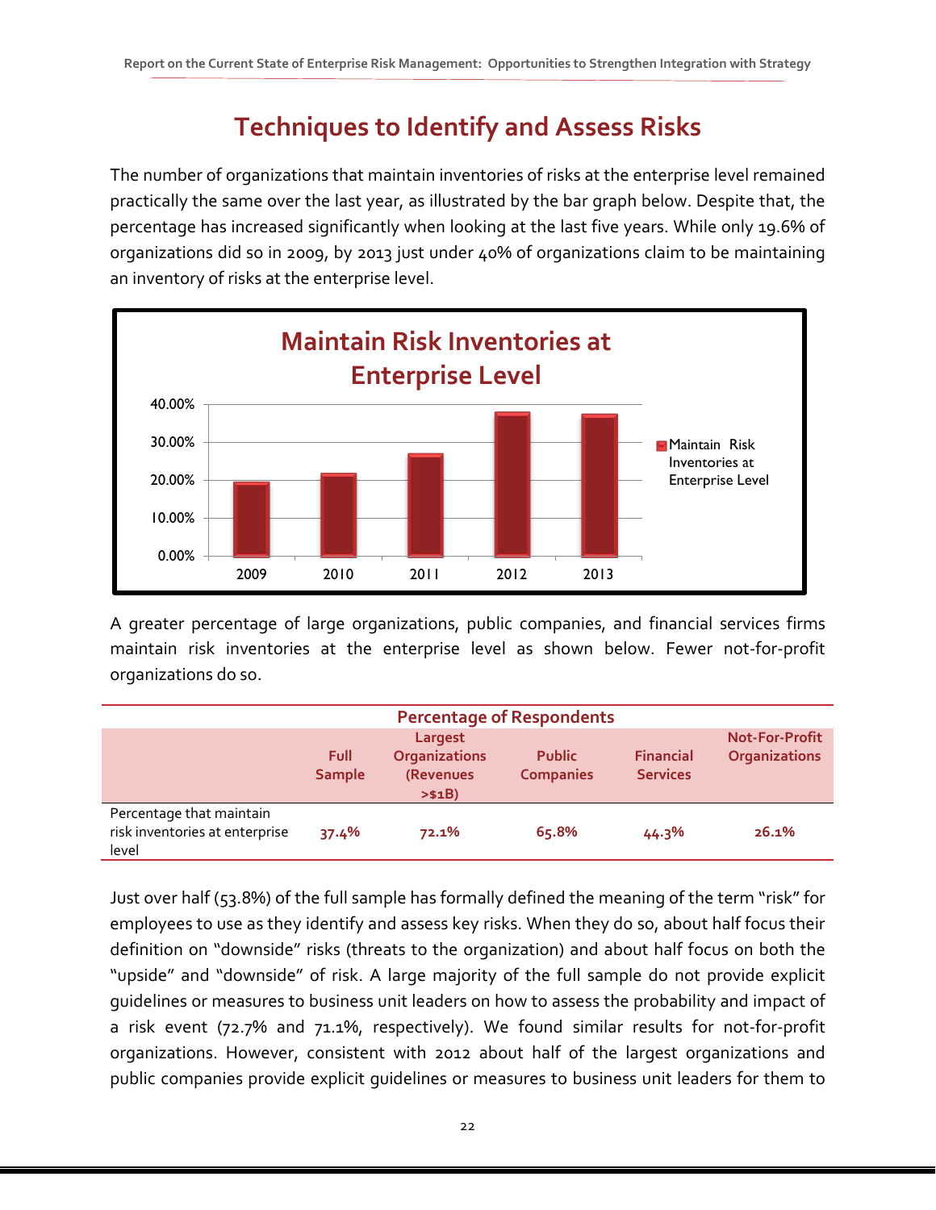# Techniques to Identify and Assess Risks

The number of organizations that maintain inventories of risks at the enterprise level remained practically the same over the last year, as illustrated by the bar graph below. Despite that, the percentage has increased significantly when looking at the last five years. While only 19.6% of organizations did so in 2009, by 2013 just under 40% of organizations claim to be maintaining an inventory of risks at the enterprise level.

A greater percentage of large organizations, public companies, and financial services firms maintain risk inventories at the enterprise level as shown below. Fewer not-for-profit organizations do so.

| | Percentage of Respondents | | | | |
|---|---|---|---|---|---|
| | Full Sample | Largest Organizations (Revenues >$1B) | Public Companies | Financial Services | Not-For-Profit Organizations |
| Percentage that maintain risk inventories at enterprise level | 37.4% | 72.1% | 65.8% | 44.3% | 26.1% |

Just over half (53.8%) of the full sample has formally defined the meaning of the term "risk" for employees to use as they identify and assess key risks. When they do so, about half focus their definition on "downside" risks (threats to the organization) and about half focus on both the "upside" and "downside" of risk. A large majority of the full sample do not provide explicit guidelines or measures to business unit leaders on how to assess the probability and impact of a risk event (72.7% and 71.1%, respectively). We found similar results for not-for-profit organizations. However, consistent with 2012 about half of the largest organizations and public companies provide explicit guidelines or measures to business unit leaders for them to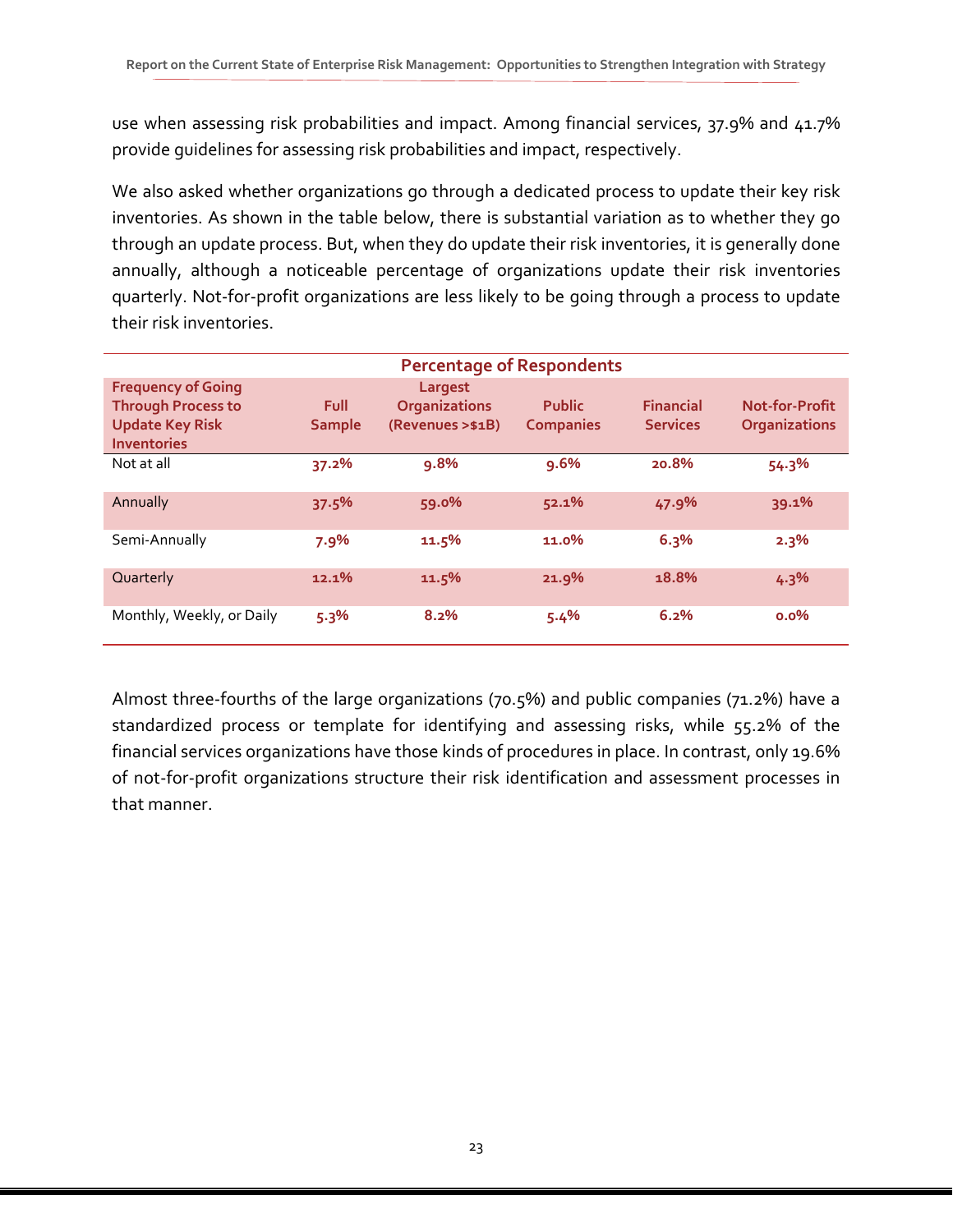use when assessing risk probabilities and impact. Among financial services, 37.9% and 41.7% provide guidelines for assessing risk probabilities and impact, respectively.

We also asked whether organizations go through a dedicated process to update their key risk inventories. As shown in the table below, there is substantial variation as to whether they go through an update process. But, when they do update their risk inventories, it is generally done annually, although a noticeable percentage of organizations update their risk inventories quarterly. Not-for-profit organizations are less likely to be going through a process to update their risk inventories.

| | Percentage of Respondents | | | | |
|---|---|---|---|---|---|
| **Frequency of Going Through Process to Update Key Risk Inventories** | **Full Sample** | **Largest Organizations (Revenues >$1B)** | **Public Companies** | **Financial Services** | **Not-for-Profit Organizations** |
| Not at all | 37.2% | 9.8% | 9.6% | 20.8% | 54.3% |
| Annually | 37.5% | 59.0% | 52.1% | 47.9% | 39.1% |
| Semi-Annually | 7.9% | 11.5% | 11.0% | 6.3% | 2.3% |
| Quarterly | 12.1% | 11.5% | 21.9% | 18.8% | 4.3% |
| Monthly, Weekly, or Daily | 5.3% | 8.2% | 5.4% | 6.2% | 0.0% |

Almost three-fourths of the large organizations (70.5%) and public companies (71.2%) have a standardized process or template for identifying and assessing risks, while 55.2% of the financial services organizations have those kinds of procedures in place. In contrast, only 19.6% of not-for-profit organizations structure their risk identification and assessment processes in that manner.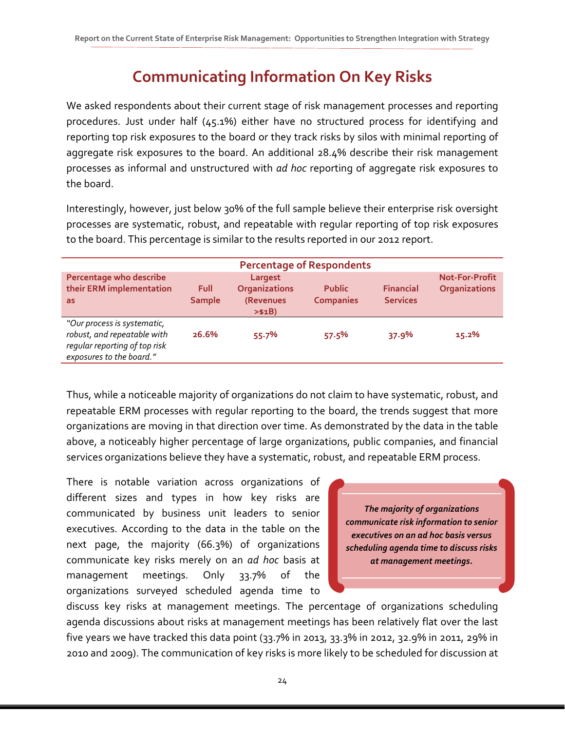# Communicating Information On Key Risks

We asked respondents about their current stage of risk management processes and reporting procedures. Just under half (45.1%) either have no structured process for identifying and reporting top risk exposures to the board or they track risks by silos with minimal reporting of aggregate risk exposures to the board. An additional 28.4% describe their risk management processes as informal and unstructured with *ad hoc* reporting of aggregate risk exposures to the board.

Interestingly, however, just below 30% of the full sample believe their enterprise risk oversight processes are systematic, robust, and repeatable with regular reporting of top risk exposures to the board. This percentage is similar to the results reported in our 2012 report.

| | Percentage of Respondents | | | | |
|---|---|---|---|---|---|
| **Percentage who describe their ERM implementation as** | **Full Sample** | **Largest Organizations (Revenues >$1B)** | **Public Companies** | **Financial Services** | **Not-For-Profit Organizations** |
| *"Our process is systematic, robust, and repeatable with regular reporting of top risk exposures to the board."* | **26.6%** | **55.7%** | **57.5%** | **37.9%** | **15.2%** |

Thus, while a noticeable majority of organizations do not claim to have systematic, robust, and repeatable ERM processes with regular reporting to the board, the trends suggest that more organizations are moving in that direction over time. As demonstrated by the data in the table above, a noticeably higher percentage of large organizations, public companies, and financial services organizations believe they have a systematic, robust, and repeatable ERM process.

> ***The majority of organizations communicate risk information to senior executives on an ad hoc basis versus scheduling agenda time to discuss risks at management meetings.***

There is notable variation across organizations of different sizes and types in how key risks are communicated by business unit leaders to senior executives. According to the data in the table on the next page, the majority (66.3%) of organizations communicate key risks merely on an *ad hoc* basis at management meetings. Only 33.7% of the organizations surveyed scheduled agenda time to discuss key risks at management meetings. The percentage of organizations scheduling agenda discussions about risks at management meetings has been relatively flat over the last five years we have tracked this data point (33.7% in 2013, 33.3% in 2012, 32.9% in 2011, 29% in 2010 and 2009). The communication of key risks is more likely to be scheduled for discussion at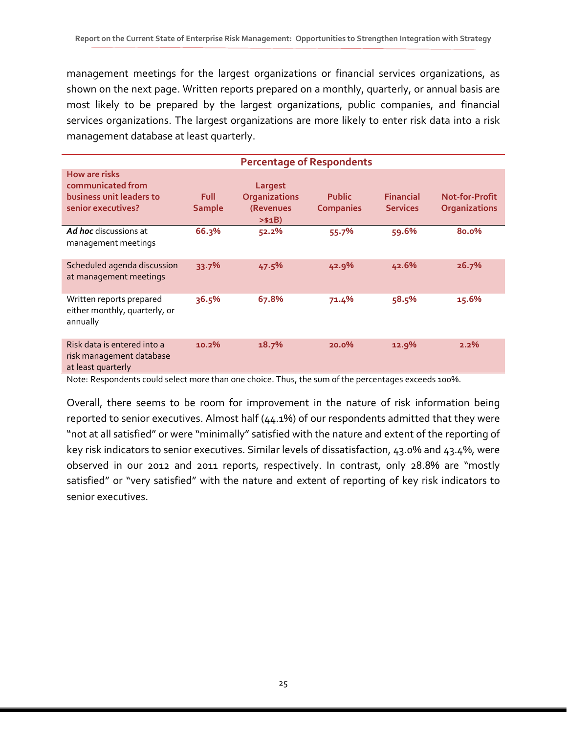management meetings for the largest organizations or financial services organizations, as shown on the next page. Written reports prepared on a monthly, quarterly, or annual basis are most likely to be prepared by the largest organizations, public companies, and financial services organizations. The largest organizations are more likely to enter risk data into a risk management database at least quarterly.

| | Percentage of Respondents | | | | |
|---|---|---|---|---|---|
| **How are risks communicated from business unit leaders to senior executives?** | **Full Sample** | **Largest Organizations (Revenues >$1B)** | **Public Companies** | **Financial Services** | **Not-for-Profit Organizations** |
| ***Ad hoc*** discussions at management meetings | **66.3%** | **52.2%** | **55.7%** | **59.6%** | **80.0%** |
| Scheduled agenda discussion at management meetings | **33.7%** | **47.5%** | **42.9%** | **42.6%** | **26.7%** |
| Written reports prepared either monthly, quarterly, or annually | **36.5%** | **67.8%** | **71.4%** | **58.5%** | **15.6%** |
| Risk data is entered into a risk management database at least quarterly | **10.2%** | **18.7%** | **20.0%** | **12.9%** | **2.2%** |

Note: Respondents could select more than one choice. Thus, the sum of the percentages exceeds 100%.

Overall, there seems to be room for improvement in the nature of risk information being reported to senior executives. Almost half (44.1%) of our respondents admitted that they were "not at all satisfied" or were "minimally" satisfied with the nature and extent of the reporting of key risk indicators to senior executives. Similar levels of dissatisfaction, 43.0% and 43.4%, were observed in our 2012 and 2011 reports, respectively. In contrast, only 28.8% are "mostly satisfied" or "very satisfied" with the nature and extent of reporting of key risk indicators to senior executives.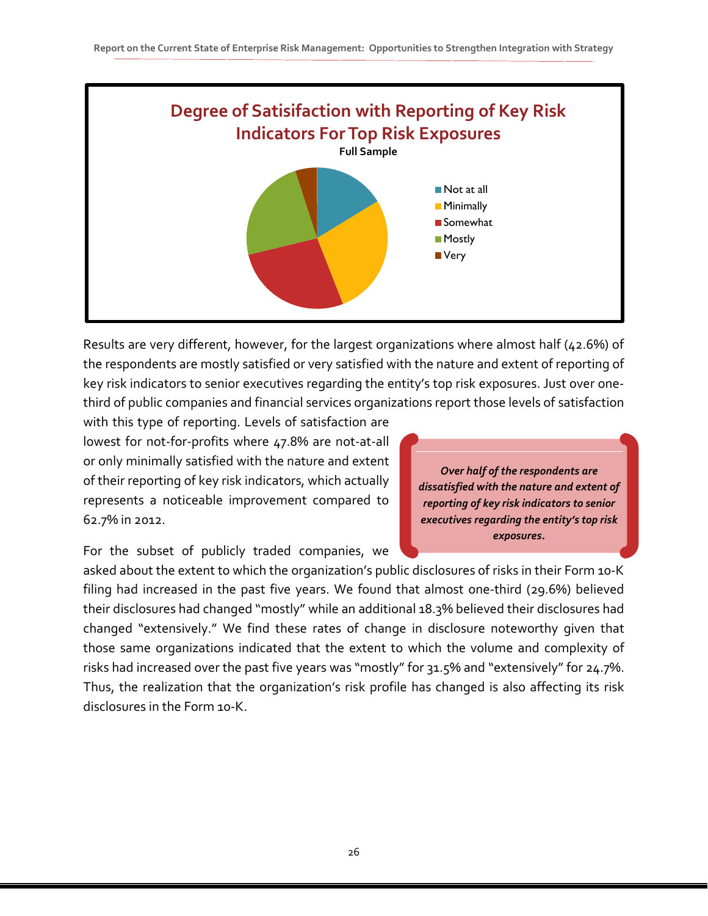**Degree of Satisifaction with Reporting of Key Risk Indicators For Top Risk Exposures**

**Full Sample**

- Not at all
- Minimally
- Somewhat
- Mostly
- Very

Results are very different, however, for the largest organizations where almost half (42.6%) of the respondents are mostly satisfied or very satisfied with the nature and extent of reporting of key risk indicators to senior executives regarding the entity's top risk exposures. Just over one-third of public companies and financial services organizations report those levels of satisfaction with this type of reporting. Levels of satisfaction are lowest for not-for-profits where 47.8% are not-at-all or only minimally satisfied with the nature and extent of their reporting of key risk indicators, which actually represents a noticeable improvement compared to 62.7% in 2012.

> ***Over half of the respondents are dissatisfied with the nature and extent of reporting of key risk indicators to senior executives regarding the entity's top risk exposures.***

For the subset of publicly traded companies, we asked about the extent to which the organization's public disclosures of risks in their Form 10-K filing had increased in the past five years. We found that almost one-third (29.6%) believed their disclosures had changed "mostly" while an additional 18.3% believed their disclosures had changed "extensively." We find these rates of change in disclosure noteworthy given that those same organizations indicated that the extent to which the volume and complexity of risks had increased over the past five years was "mostly" for 31.5% and "extensively" for 24.7%. Thus, the realization that the organization's risk profile has changed is also affecting its risk disclosures in the Form 10-K.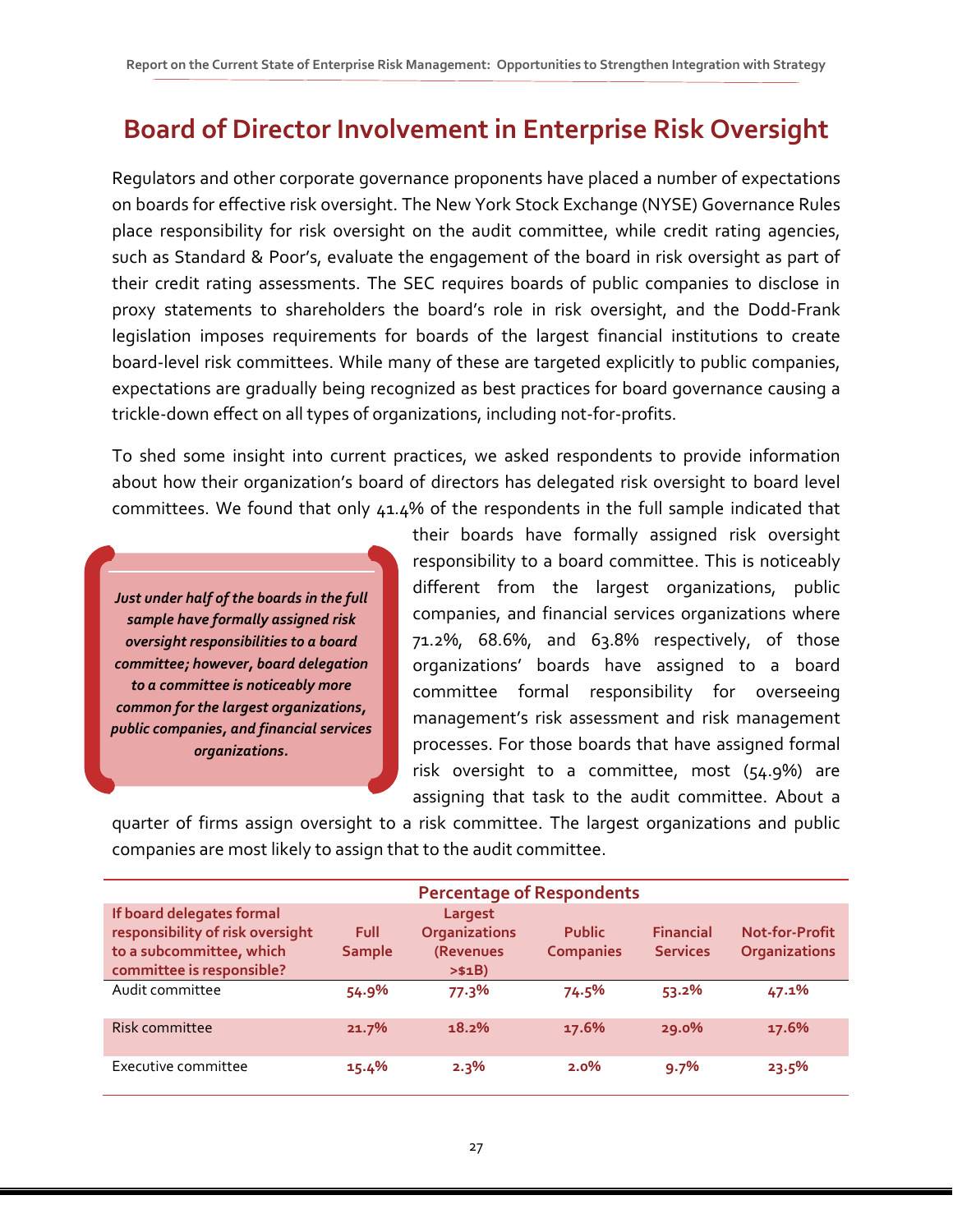# Board of Director Involvement in Enterprise Risk Oversight

Regulators and other corporate governance proponents have placed a number of expectations on boards for effective risk oversight. The New York Stock Exchange (NYSE) Governance Rules place responsibility for risk oversight on the audit committee, while credit rating agencies, such as Standard & Poor's, evaluate the engagement of the board in risk oversight as part of their credit rating assessments. The SEC requires boards of public companies to disclose in proxy statements to shareholders the board's role in risk oversight, and the Dodd-Frank legislation imposes requirements for boards of the largest financial institutions to create board-level risk committees. While many of these are targeted explicitly to public companies, expectations are gradually being recognized as best practices for board governance causing a trickle-down effect on all types of organizations, including not-for-profits.

To shed some insight into current practices, we asked respondents to provide information about how their organization's board of directors has delegated risk oversight to board level committees. We found that only 41.4% of the respondents in the full sample indicated that their boards have formally assigned risk oversight responsibility to a board committee. This is noticeably different from the largest organizations, public companies, and financial services organizations where 71.2%, 68.6%, and 63.8% respectively, of those organizations' boards have assigned to a board committee formal responsibility for overseeing management's risk assessment and risk management processes. For those boards that have assigned formal risk oversight to a committee, most (54.9%) are assigning that task to the audit committee. About a quarter of firms assign oversight to a risk committee. The largest organizations and public companies are most likely to assign that to the audit committee.

> ***Just under half of the boards in the full sample have formally assigned risk oversight responsibilities to a board committee; however, board delegation to a committee is noticeably more common for the largest organizations, public companies, and financial services organizations.***

| If board delegates formal responsibility of risk oversight to a subcommittee, which committee is responsible? | Percentage of Respondents | | | | |
|---|---|---|---|---|---|
| | Full Sample | Largest Organizations (Revenues >$1B) | Public Companies | Financial Services | Not-for-Profit Organizations |
| Audit committee | 54.9% | 77.3% | 74.5% | 53.2% | 47.1% |
| Risk committee | 21.7% | 18.2% | 17.6% | 29.0% | 17.6% |
| Executive committee | 15.4% | 2.3% | 2.0% | 9.7% | 23.5% |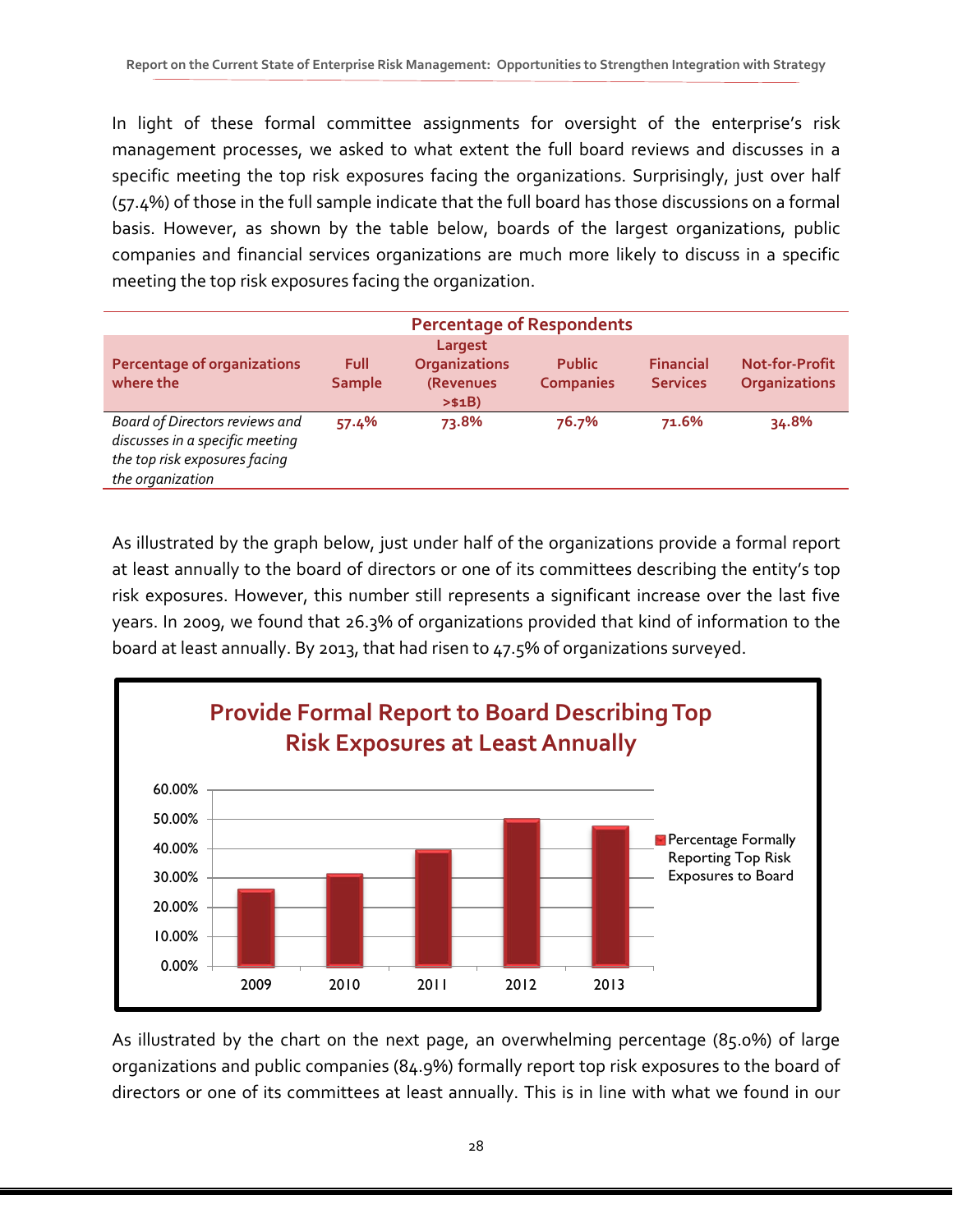In light of these formal committee assignments for oversight of the enterprise's risk management processes, we asked to what extent the full board reviews and discusses in a specific meeting the top risk exposures facing the organizations. Surprisingly, just over half (57.4%) of those in the full sample indicate that the full board has those discussions on a formal basis. However, as shown by the table below, boards of the largest organizations, public companies and financial services organizations are much more likely to discuss in a specific meeting the top risk exposures facing the organization.

| | Percentage of Respondents | | | | |
|---|---|---|---|---|---|
| **Percentage of organizations where the** | **Full Sample** | **Largest Organizations (Revenues >$1B)** | **Public Companies** | **Financial Services** | **Not-for-Profit Organizations** |
| *Board of Directors reviews and discusses in a specific meeting the top risk exposures facing the organization* | 57.4% | 73.8% | 76.7% | 71.6% | 34.8% |

As illustrated by the graph below, just under half of the organizations provide a formal report at least annually to the board of directors or one of its committees describing the entity's top risk exposures. However, this number still represents a significant increase over the last five years. In 2009, we found that 26.3% of organizations provided that kind of information to the board at least annually. By 2013, that had risen to 47.5% of organizations surveyed.

**Provide Formal Report to Board Describing Top Risk Exposures at Least Annually**

| Year | Percentage Formally Reporting Top Risk Exposures to Board |
|---|---|
| 2009 | 26.3% |
| 2010 | ~31% |
| 2011 | ~39% |
| 2012 | ~50% |
| 2013 | 47.5% |

As illustrated by the chart on the next page, an overwhelming percentage (85.0%) of large organizations and public companies (84.9%) formally report top risk exposures to the board of directors or one of its committees at least annually. This is in line with what we found in our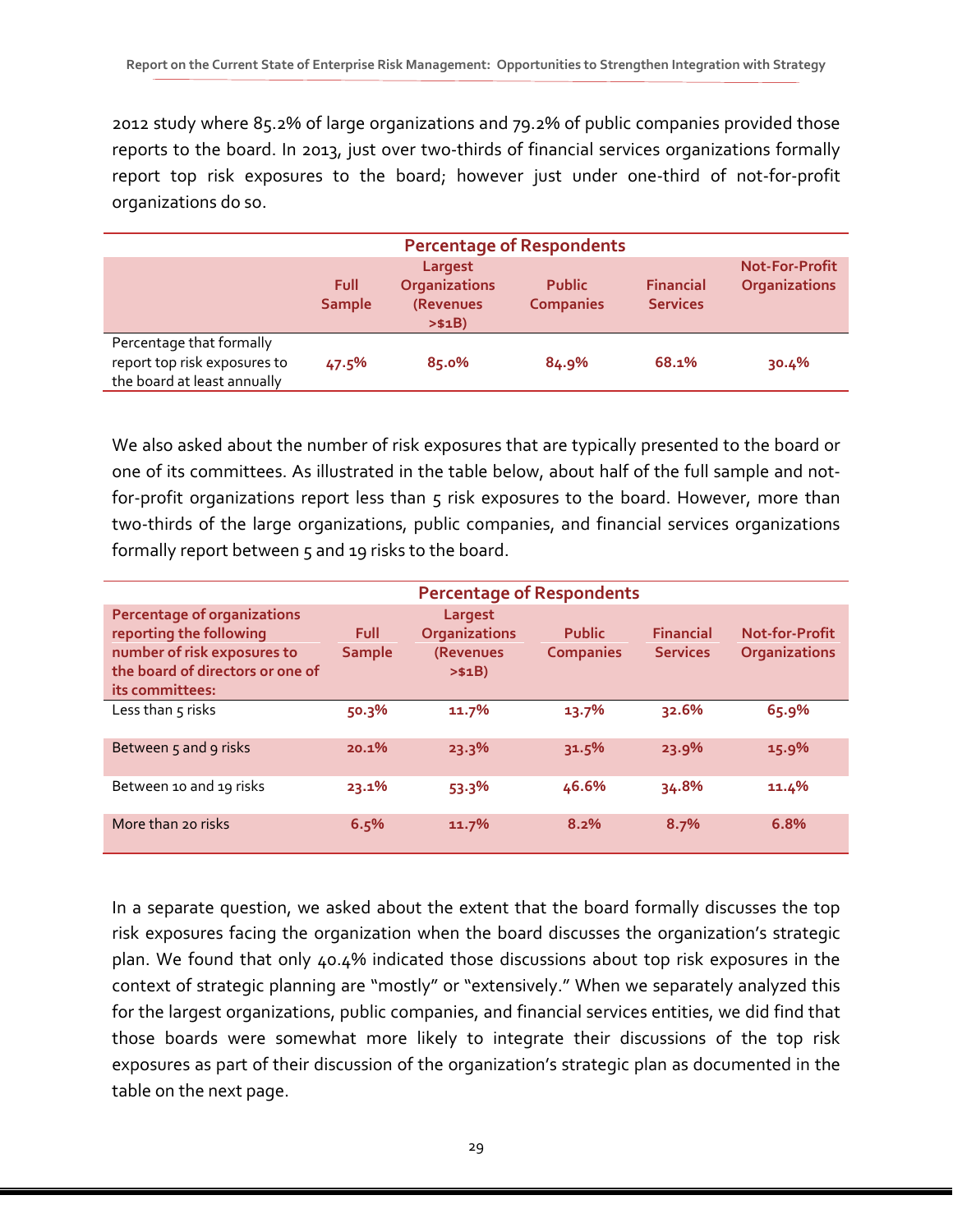2012 study where 85.2% of large organizations and 79.2% of public companies provided those reports to the board. In 2013, just over two-thirds of financial services organizations formally report top risk exposures to the board; however just under one-third of not-for-profit organizations do so.

| | Percentage of Respondents | | | | |
|---|---|---|---|---|---|
| | Full Sample | Largest Organizations (Revenues >$1B) | Public Companies | Financial Services | Not-For-Profit Organizations |
| Percentage that formally report top risk exposures to the board at least annually | 47.5% | 85.0% | 84.9% | 68.1% | 30.4% |

We also asked about the number of risk exposures that are typically presented to the board or one of its committees. As illustrated in the table below, about half of the full sample and not-for-profit organizations report less than 5 risk exposures to the board. However, more than two-thirds of the large organizations, public companies, and financial services organizations formally report between 5 and 19 risks to the board.

| | Percentage of Respondents | | | | |
|---|---|---|---|---|---|
| Percentage of organizations reporting the following number of risk exposures to the board of directors or one of its committees: | Full Sample | Largest Organizations (Revenues >$1B) | Public Companies | Financial Services | Not-for-Profit Organizations |
| Less than 5 risks | 50.3% | 11.7% | 13.7% | 32.6% | 65.9% |
| Between 5 and 9 risks | 20.1% | 23.3% | 31.5% | 23.9% | 15.9% |
| Between 10 and 19 risks | 23.1% | 53.3% | 46.6% | 34.8% | 11.4% |
| More than 20 risks | 6.5% | 11.7% | 8.2% | 8.7% | 6.8% |

In a separate question, we asked about the extent that the board formally discusses the top risk exposures facing the organization when the board discusses the organization's strategic plan. We found that only 40.4% indicated those discussions about top risk exposures in the context of strategic planning are "mostly" or "extensively." When we separately analyzed this for the largest organizations, public companies, and financial services entities, we did find that those boards were somewhat more likely to integrate their discussions of the top risk exposures as part of their discussion of the organization's strategic plan as documented in the table on the next page.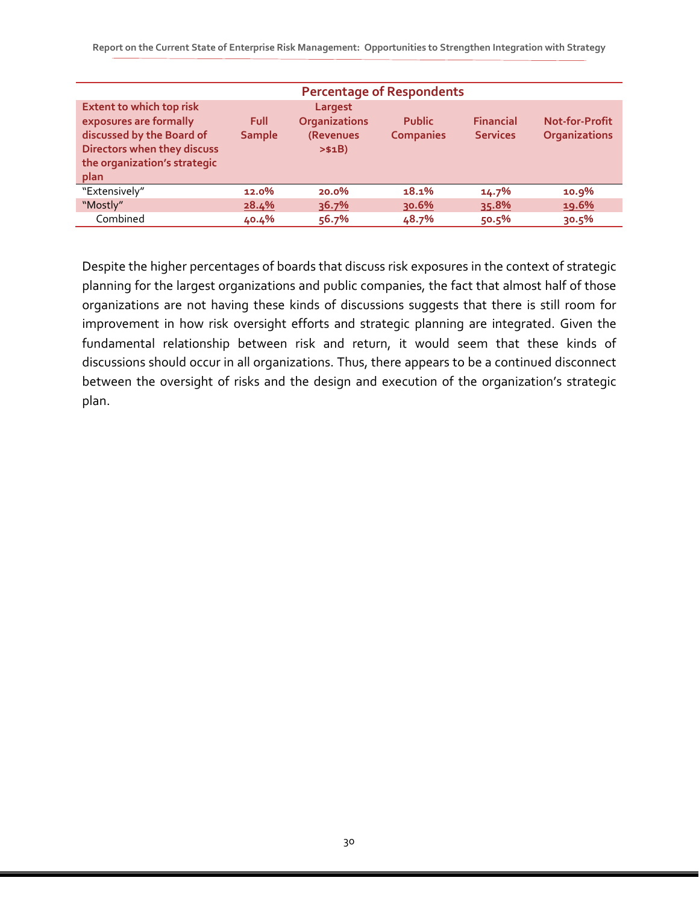| Extent to which top risk exposures are formally discussed by the Board of Directors when they discuss the organization's strategic plan | Percentage of Respondents | | | | |
|---|---|---|---|---|---|
| | Full Sample | Largest Organizations (Revenues >$1B) | Public Companies | Financial Services | Not-for-Profit Organizations |
| "Extensively" | 12.0% | 20.0% | 18.1% | 14.7% | 10.9% |
| "Mostly" | 28.4% | 36.7% | 30.6% | 35.8% | 19.6% |
| Combined | 40.4% | 56.7% | 48.7% | 50.5% | 30.5% |

Despite the higher percentages of boards that discuss risk exposures in the context of strategic planning for the largest organizations and public companies, the fact that almost half of those organizations are not having these kinds of discussions suggests that there is still room for improvement in how risk oversight efforts and strategic planning are integrated. Given the fundamental relationship between risk and return, it would seem that these kinds of discussions should occur in all organizations. Thus, there appears to be a continued disconnect between the oversight of risks and the design and execution of the organization's strategic plan.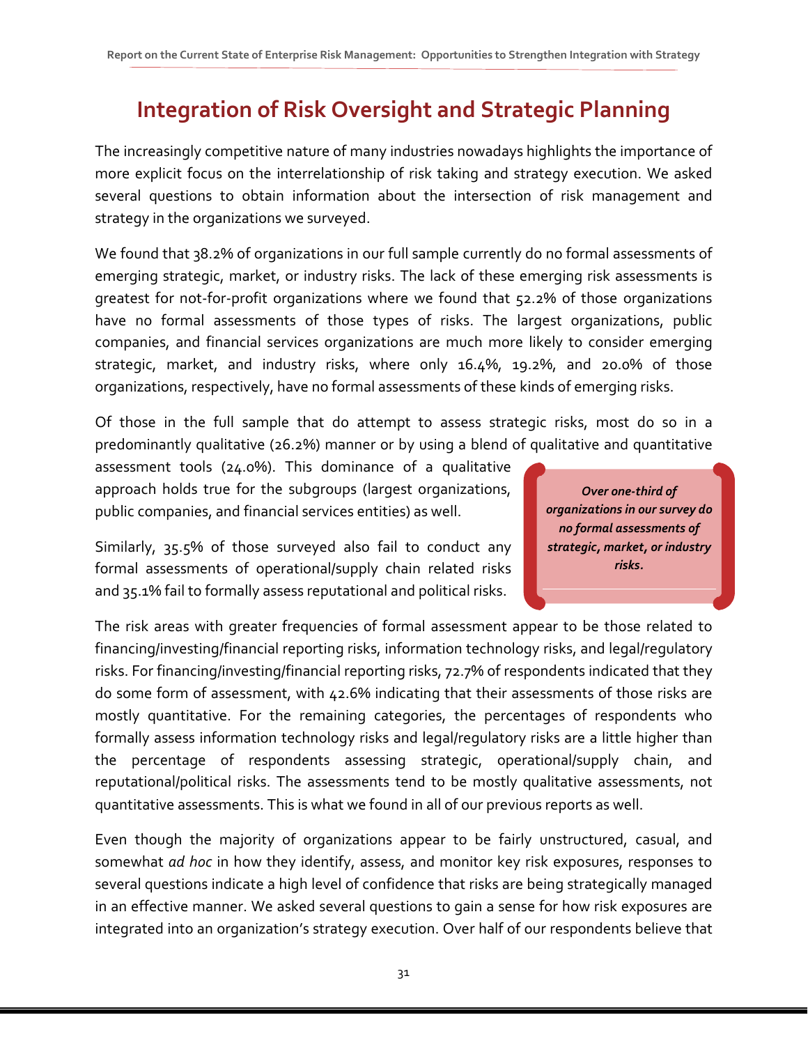# Integration of Risk Oversight and Strategic Planning

The increasingly competitive nature of many industries nowadays highlights the importance of more explicit focus on the interrelationship of risk taking and strategy execution. We asked several questions to obtain information about the intersection of risk management and strategy in the organizations we surveyed.

We found that 38.2% of organizations in our full sample currently do no formal assessments of emerging strategic, market, or industry risks. The lack of these emerging risk assessments is greatest for not-for-profit organizations where we found that 52.2% of those organizations have no formal assessments of those types of risks. The largest organizations, public companies, and financial services organizations are much more likely to consider emerging strategic, market, and industry risks, where only 16.4%, 19.2%, and 20.0% of those organizations, respectively, have no formal assessments of these kinds of emerging risks.

Of those in the full sample that do attempt to assess strategic risks, most do so in a predominantly qualitative (26.2%) manner or by using a blend of qualitative and quantitative assessment tools (24.0%). This dominance of a qualitative approach holds true for the subgroups (largest organizations, public companies, and financial services entities) as well.

> ***Over one-third of organizations in our survey do no formal assessments of strategic, market, or industry risks.***

Similarly, 35.5% of those surveyed also fail to conduct any formal assessments of operational/supply chain related risks and 35.1% fail to formally assess reputational and political risks.

The risk areas with greater frequencies of formal assessment appear to be those related to financing/investing/financial reporting risks, information technology risks, and legal/regulatory risks. For financing/investing/financial reporting risks, 72.7% of respondents indicated that they do some form of assessment, with 42.6% indicating that their assessments of those risks are mostly quantitative. For the remaining categories, the percentages of respondents who formally assess information technology risks and legal/regulatory risks are a little higher than the percentage of respondents assessing strategic, operational/supply chain, and reputational/political risks. The assessments tend to be mostly qualitative assessments, not quantitative assessments. This is what we found in all of our previous reports as well.

Even though the majority of organizations appear to be fairly unstructured, casual, and somewhat *ad hoc* in how they identify, assess, and monitor key risk exposures, responses to several questions indicate a high level of confidence that risks are being strategically managed in an effective manner. We asked several questions to gain a sense for how risk exposures are integrated into an organization's strategy execution. Over half of our respondents believe that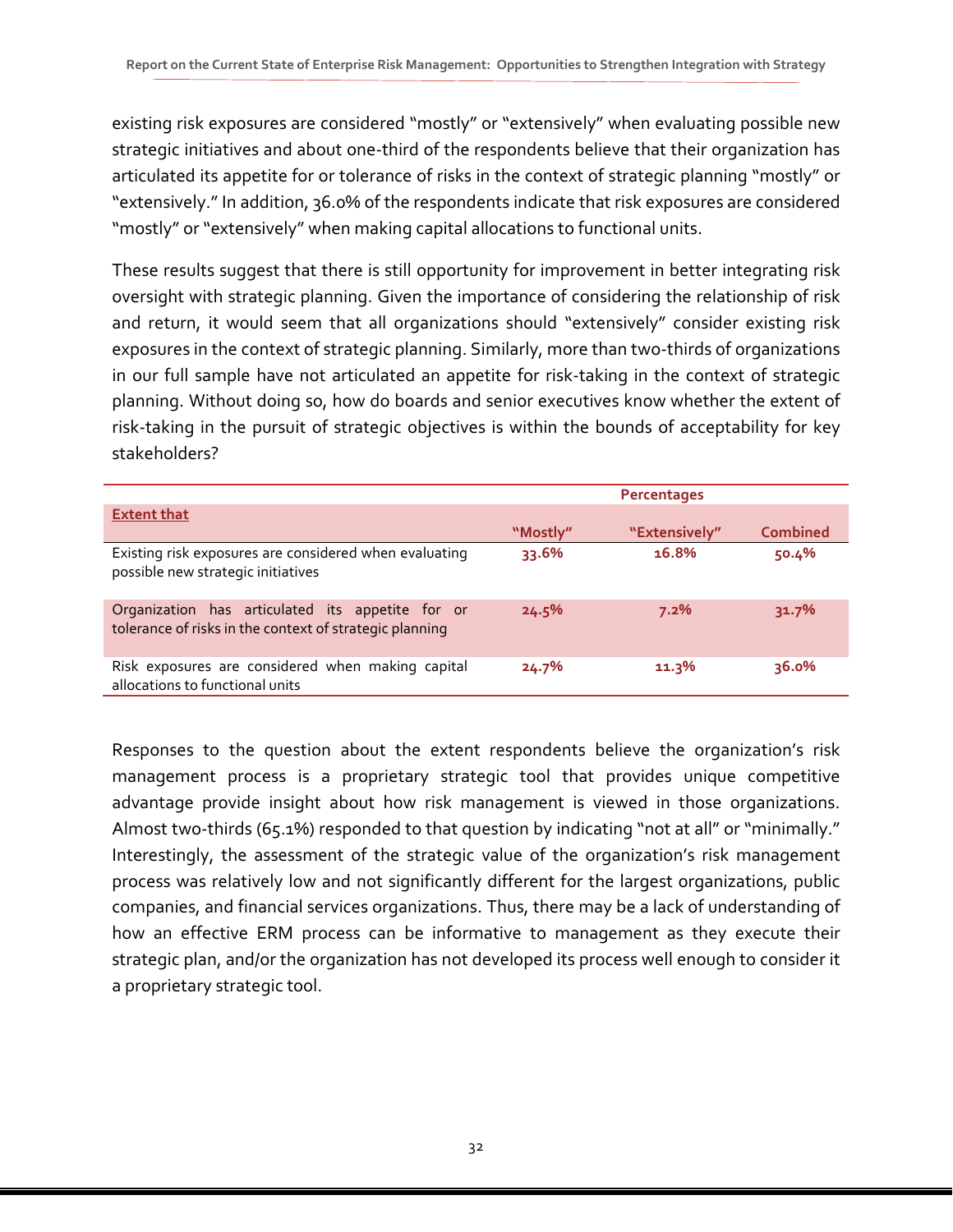existing risk exposures are considered "mostly" or "extensively" when evaluating possible new strategic initiatives and about one-third of the respondents believe that their organization has articulated its appetite for or tolerance of risks in the context of strategic planning "mostly" or "extensively." In addition, 36.0% of the respondents indicate that risk exposures are considered "mostly" or "extensively" when making capital allocations to functional units.

These results suggest that there is still opportunity for improvement in better integrating risk oversight with strategic planning. Given the importance of considering the relationship of risk and return, it would seem that all organizations should "extensively" consider existing risk exposures in the context of strategic planning. Similarly, more than two-thirds of organizations in our full sample have not articulated an appetite for risk-taking in the context of strategic planning. Without doing so, how do boards and senior executives know whether the extent of risk-taking in the pursuit of strategic objectives is within the bounds of acceptability for key stakeholders?

| | Percentages | | |
|---|---|---|---|
| **Extent that** | **"Mostly"** | **"Extensively"** | **Combined** |
| Existing risk exposures are considered when evaluating possible new strategic initiatives | 33.6% | 16.8% | 50.4% |
| Organization has articulated its appetite for or tolerance of risks in the context of strategic planning | 24.5% | 7.2% | 31.7% |
| Risk exposures are considered when making capital allocations to functional units | 24.7% | 11.3% | 36.0% |

Responses to the question about the extent respondents believe the organization's risk management process is a proprietary strategic tool that provides unique competitive advantage provide insight about how risk management is viewed in those organizations. Almost two-thirds (65.1%) responded to that question by indicating "not at all" or "minimally." Interestingly, the assessment of the strategic value of the organization's risk management process was relatively low and not significantly different for the largest organizations, public companies, and financial services organizations. Thus, there may be a lack of understanding of how an effective ERM process can be informative to management as they execute their strategic plan, and/or the organization has not developed its process well enough to consider it a proprietary strategic tool.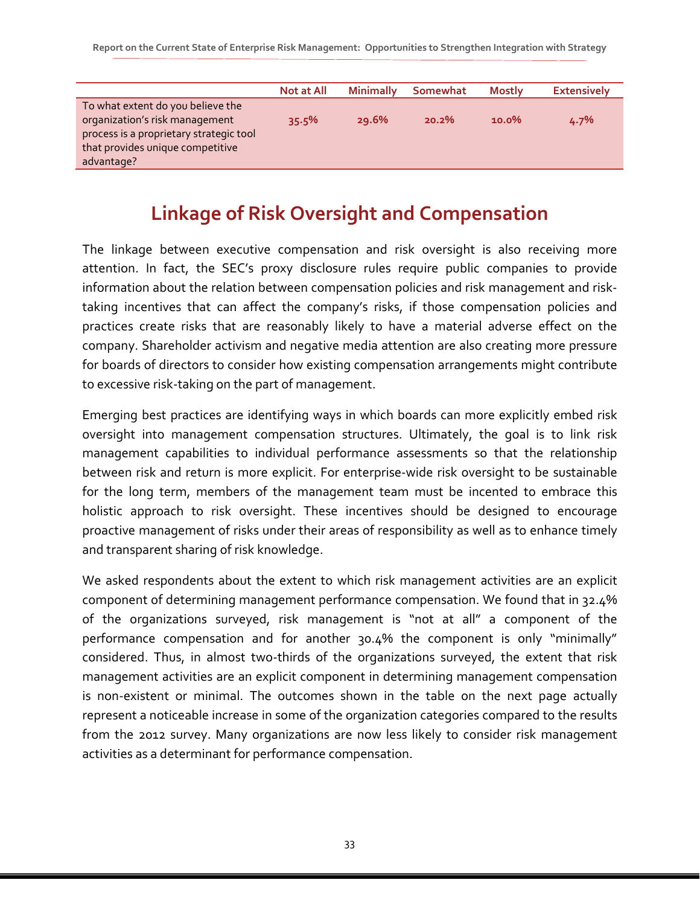| | Not at All | Minimally | Somewhat | Mostly | Extensively |
|---|---|---|---|---|---|
| To what extent do you believe the organization's risk management process is a proprietary strategic tool that provides unique competitive advantage? | 35.5% | 29.6% | 20.2% | 10.0% | 4.7% |

## Linkage of Risk Oversight and Compensation

The linkage between executive compensation and risk oversight is also receiving more attention. In fact, the SEC's proxy disclosure rules require public companies to provide information about the relation between compensation policies and risk management and risk-taking incentives that can affect the company's risks, if those compensation policies and practices create risks that are reasonably likely to have a material adverse effect on the company. Shareholder activism and negative media attention are also creating more pressure for boards of directors to consider how existing compensation arrangements might contribute to excessive risk-taking on the part of management.

Emerging best practices are identifying ways in which boards can more explicitly embed risk oversight into management compensation structures. Ultimately, the goal is to link risk management capabilities to individual performance assessments so that the relationship between risk and return is more explicit. For enterprise-wide risk oversight to be sustainable for the long term, members of the management team must be incented to embrace this holistic approach to risk oversight. These incentives should be designed to encourage proactive management of risks under their areas of responsibility as well as to enhance timely and transparent sharing of risk knowledge.

We asked respondents about the extent to which risk management activities are an explicit component of determining management performance compensation. We found that in 32.4% of the organizations surveyed, risk management is "not at all" a component of the performance compensation and for another 30.4% the component is only "minimally" considered. Thus, in almost two-thirds of the organizations surveyed, the extent that risk management activities are an explicit component in determining management compensation is non-existent or minimal. The outcomes shown in the table on the next page actually represent a noticeable increase in some of the organization categories compared to the results from the 2012 survey. Many organizations are now less likely to consider risk management activities as a determinant for performance compensation.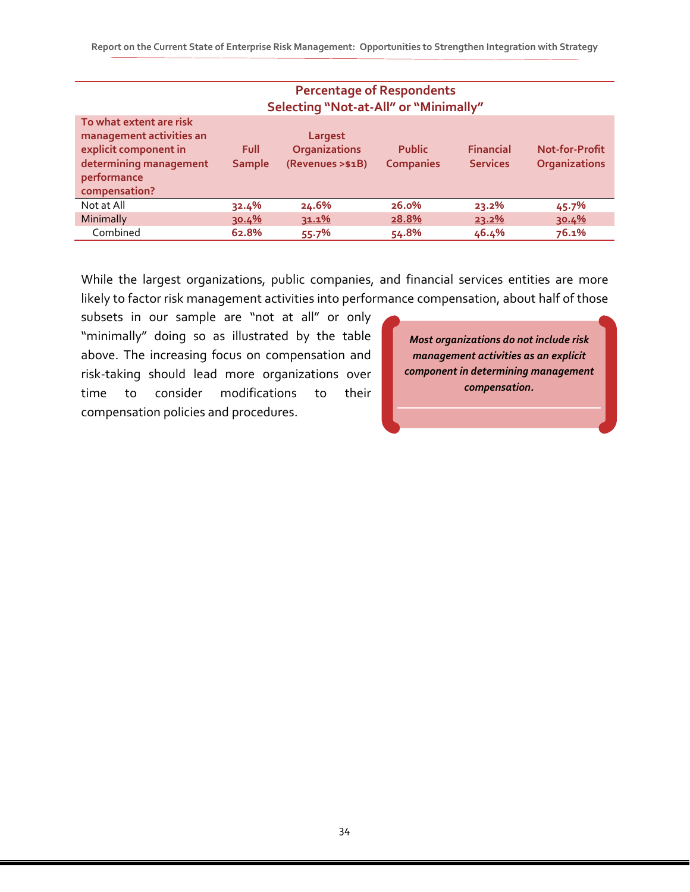**Percentage of Respondents Selecting "Not-at-All" or "Minimally"**

| To what extent are risk management activities an explicit component in determining management performance compensation? | Full Sample | Largest Organizations (Revenues >$1B) | Public Companies | Financial Services | Not-for-Profit Organizations |
|---|---|---|---|---|---|
| Not at All | 32.4% | 24.6% | 26.0% | 23.2% | 45.7% |
| Minimally | 30.4% | 31.1% | 28.8% | 23.2% | 30.4% |
| Combined | 62.8% | 55.7% | 54.8% | 46.4% | 76.1% |

While the largest organizations, public companies, and financial services entities are more likely to factor risk management activities into performance compensation, about half of those subsets in our sample are "not at all" or only "minimally" doing so as illustrated by the table above. The increasing focus on compensation and risk-taking should lead more organizations over time to consider modifications to their compensation policies and procedures.

> ***Most organizations do not include risk management activities as an explicit component in determining management compensation.***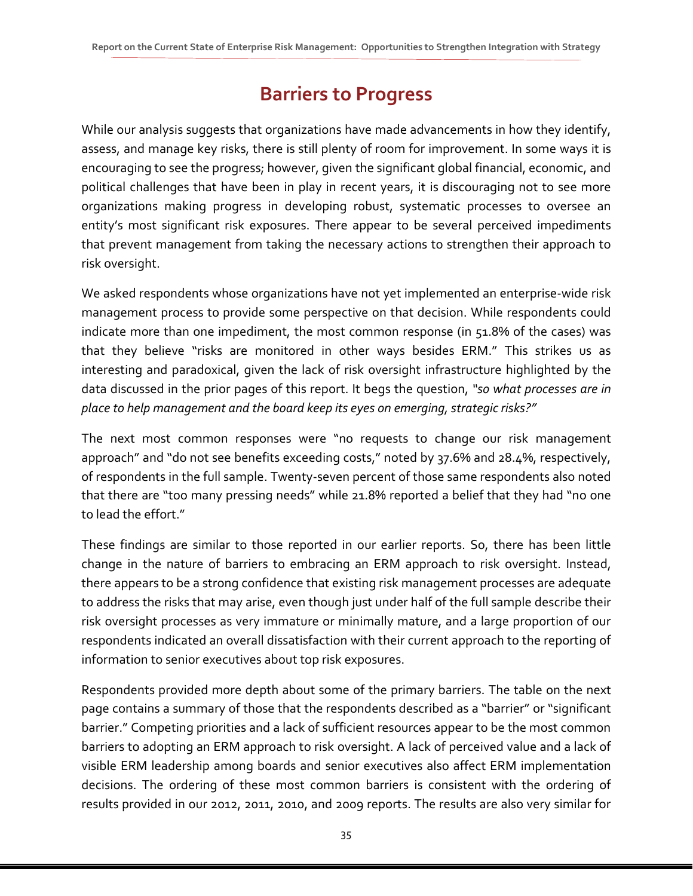## Barriers to Progress

While our analysis suggests that organizations have made advancements in how they identify, assess, and manage key risks, there is still plenty of room for improvement. In some ways it is encouraging to see the progress; however, given the significant global financial, economic, and political challenges that have been in play in recent years, it is discouraging not to see more organizations making progress in developing robust, systematic processes to oversee an entity's most significant risk exposures. There appear to be several perceived impediments that prevent management from taking the necessary actions to strengthen their approach to risk oversight.

We asked respondents whose organizations have not yet implemented an enterprise-wide risk management process to provide some perspective on that decision. While respondents could indicate more than one impediment, the most common response (in 51.8% of the cases) was that they believe "risks are monitored in other ways besides ERM." This strikes us as interesting and paradoxical, given the lack of risk oversight infrastructure highlighted by the data discussed in the prior pages of this report. It begs the question, *"so what processes are in place to help management and the board keep its eyes on emerging, strategic risks?"*

The next most common responses were "no requests to change our risk management approach" and "do not see benefits exceeding costs," noted by 37.6% and 28.4%, respectively, of respondents in the full sample. Twenty-seven percent of those same respondents also noted that there are "too many pressing needs" while 21.8% reported a belief that they had "no one to lead the effort."

These findings are similar to those reported in our earlier reports. So, there has been little change in the nature of barriers to embracing an ERM approach to risk oversight. Instead, there appears to be a strong confidence that existing risk management processes are adequate to address the risks that may arise, even though just under half of the full sample describe their risk oversight processes as very immature or minimally mature, and a large proportion of our respondents indicated an overall dissatisfaction with their current approach to the reporting of information to senior executives about top risk exposures.

Respondents provided more depth about some of the primary barriers. The table on the next page contains a summary of those that the respondents described as a "barrier" or "significant barrier." Competing priorities and a lack of sufficient resources appear to be the most common barriers to adopting an ERM approach to risk oversight. A lack of perceived value and a lack of visible ERM leadership among boards and senior executives also affect ERM implementation decisions. The ordering of these most common barriers is consistent with the ordering of results provided in our 2012, 2011, 2010, and 2009 reports. The results are also very similar for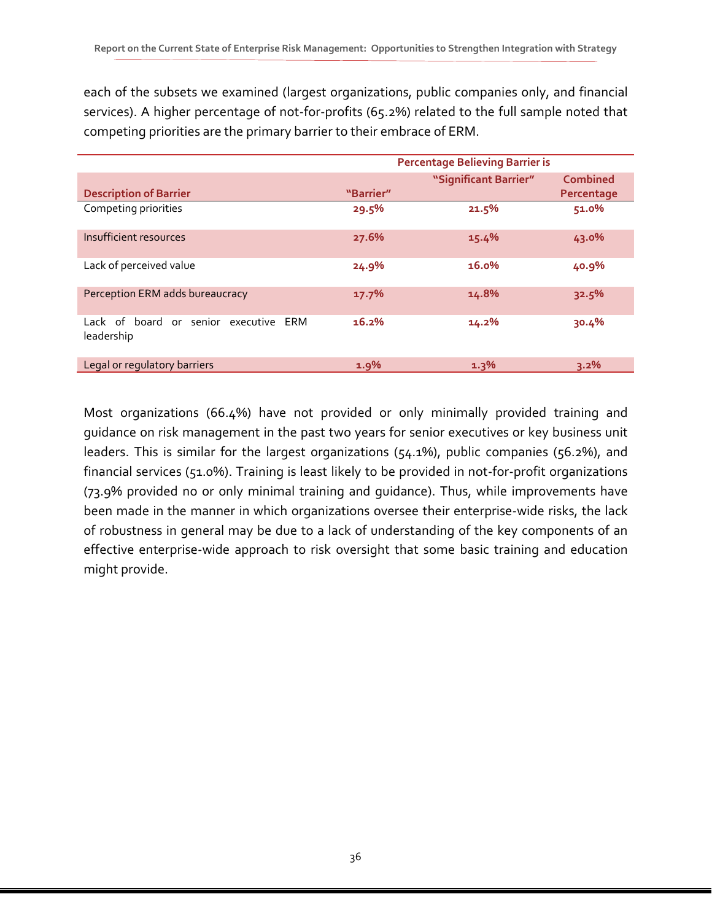each of the subsets we examined (largest organizations, public companies only, and financial services). A higher percentage of not-for-profits (65.2%) related to the full sample noted that competing priorities are the primary barrier to their embrace of ERM.

| | Percentage Believing Barrier is | | |
|---|---|---|---|
| **Description of Barrier** | **"Barrier"** | **"Significant Barrier"** | **Combined Percentage** |
| Competing priorities | 29.5% | 21.5% | 51.0% |
| Insufficient resources | 27.6% | 15.4% | 43.0% |
| Lack of perceived value | 24.9% | 16.0% | 40.9% |
| Perception ERM adds bureaucracy | 17.7% | 14.8% | 32.5% |
| Lack of board or senior executive ERM leadership | 16.2% | 14.2% | 30.4% |
| Legal or regulatory barriers | 1.9% | 1.3% | 3.2% |

Most organizations (66.4%) have not provided or only minimally provided training and guidance on risk management in the past two years for senior executives or key business unit leaders. This is similar for the largest organizations (54.1%), public companies (56.2%), and financial services (51.0%). Training is least likely to be provided in not-for-profit organizations (73.9% provided no or only minimal training and guidance). Thus, while improvements have been made in the manner in which organizations oversee their enterprise-wide risks, the lack of robustness in general may be due to a lack of understanding of the key components of an effective enterprise-wide approach to risk oversight that some basic training and education might provide.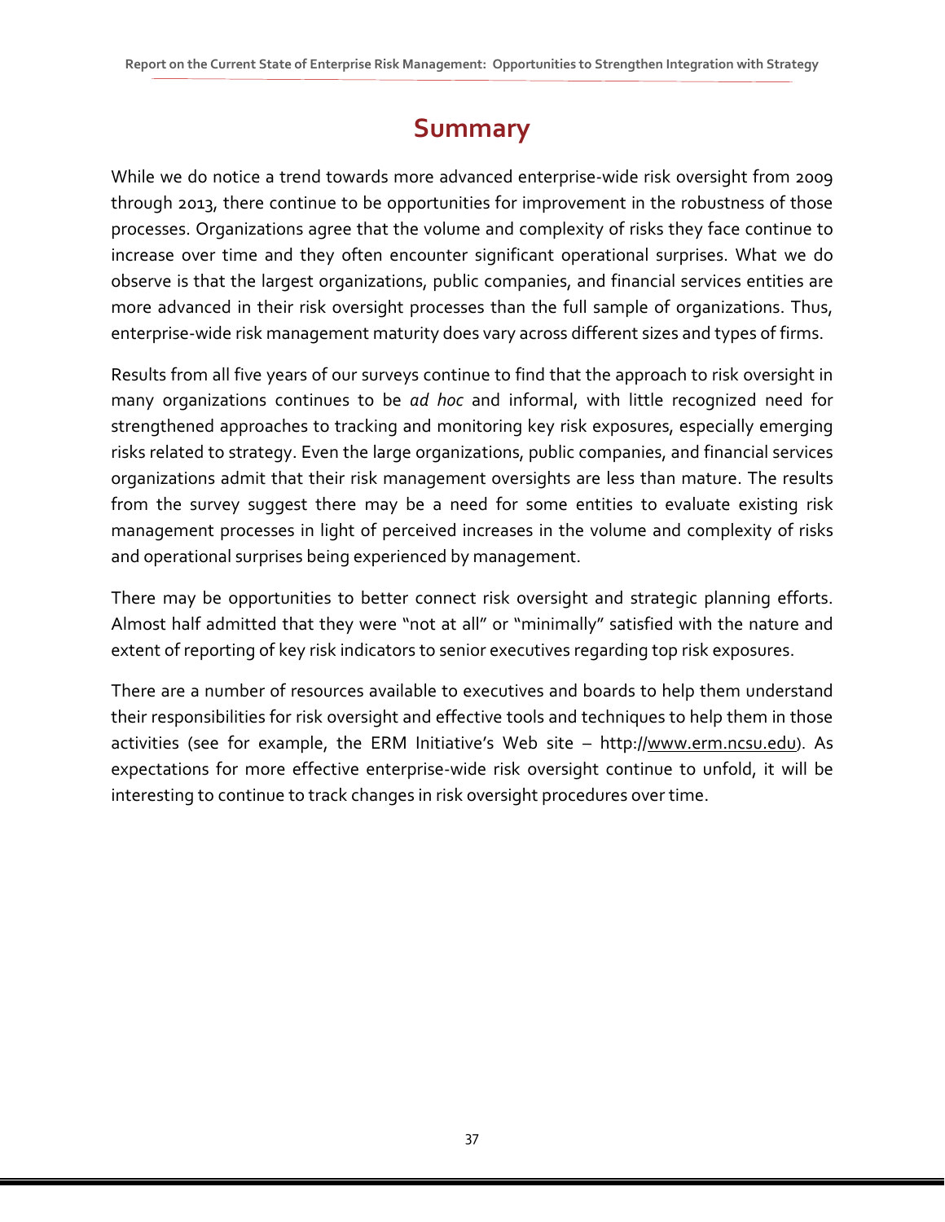# Summary

While we do notice a trend towards more advanced enterprise-wide risk oversight from 2009 through 2013, there continue to be opportunities for improvement in the robustness of those processes. Organizations agree that the volume and complexity of risks they face continue to increase over time and they often encounter significant operational surprises. What we do observe is that the largest organizations, public companies, and financial services entities are more advanced in their risk oversight processes than the full sample of organizations. Thus, enterprise-wide risk management maturity does vary across different sizes and types of firms.

Results from all five years of our surveys continue to find that the approach to risk oversight in many organizations continues to be *ad hoc* and informal, with little recognized need for strengthened approaches to tracking and monitoring key risk exposures, especially emerging risks related to strategy. Even the large organizations, public companies, and financial services organizations admit that their risk management oversights are less than mature. The results from the survey suggest there may be a need for some entities to evaluate existing risk management processes in light of perceived increases in the volume and complexity of risks and operational surprises being experienced by management.

There may be opportunities to better connect risk oversight and strategic planning efforts. Almost half admitted that they were "not at all" or "minimally" satisfied with the nature and extent of reporting of key risk indicators to senior executives regarding top risk exposures.

There are a number of resources available to executives and boards to help them understand their responsibilities for risk oversight and effective tools and techniques to help them in those activities (see for example, the ERM Initiative's Web site – http://www.erm.ncsu.edu). As expectations for more effective enterprise-wide risk oversight continue to unfold, it will be interesting to continue to track changes in risk oversight procedures over time.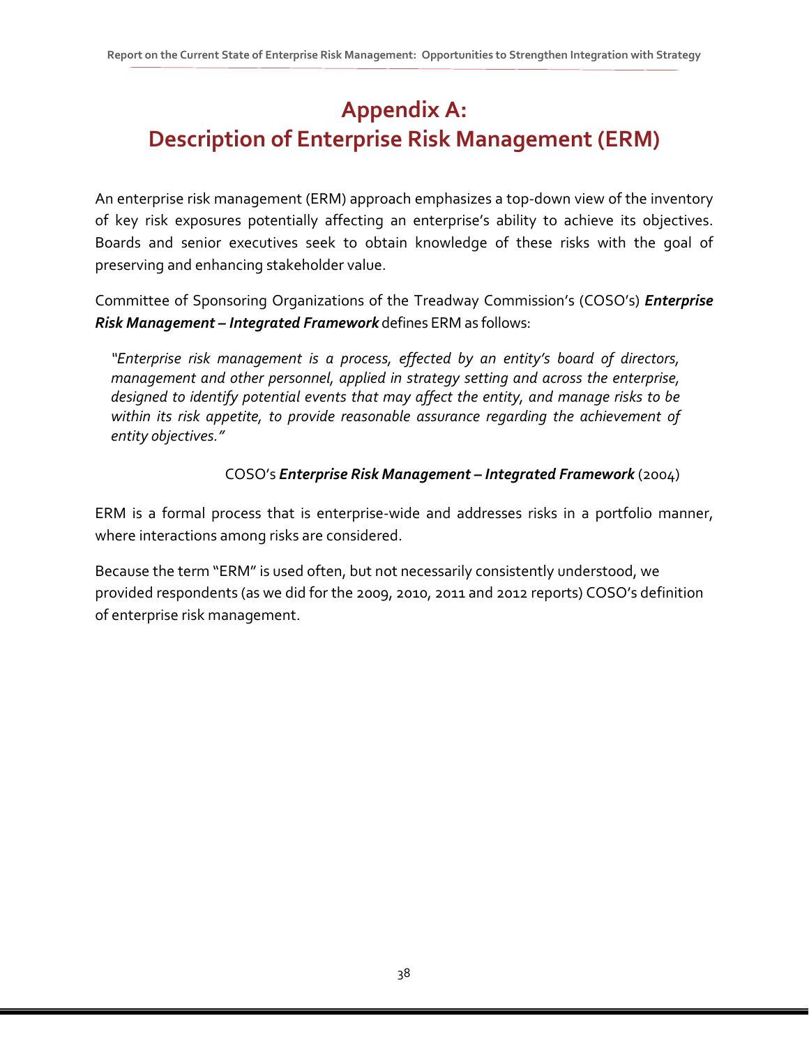# Appendix A: Description of Enterprise Risk Management (ERM)

An enterprise risk management (ERM) approach emphasizes a top-down view of the inventory of key risk exposures potentially affecting an enterprise's ability to achieve its objectives. Boards and senior executives seek to obtain knowledge of these risks with the goal of preserving and enhancing stakeholder value.

Committee of Sponsoring Organizations of the Treadway Commission's (COSO's) ***Enterprise Risk Management – Integrated Framework*** defines ERM as follows:

> *"Enterprise risk management is a process, effected by an entity's board of directors, management and other personnel, applied in strategy setting and across the enterprise, designed to identify potential events that may affect the entity, and manage risks to be within its risk appetite, to provide reasonable assurance regarding the achievement of entity objectives."*
>
> COSO's ***Enterprise Risk Management – Integrated Framework*** (2004)

ERM is a formal process that is enterprise-wide and addresses risks in a portfolio manner, where interactions among risks are considered.

Because the term "ERM" is used often, but not necessarily consistently understood, we provided respondents (as we did for the 2009, 2010, 2011 and 2012 reports) COSO's definition of enterprise risk management.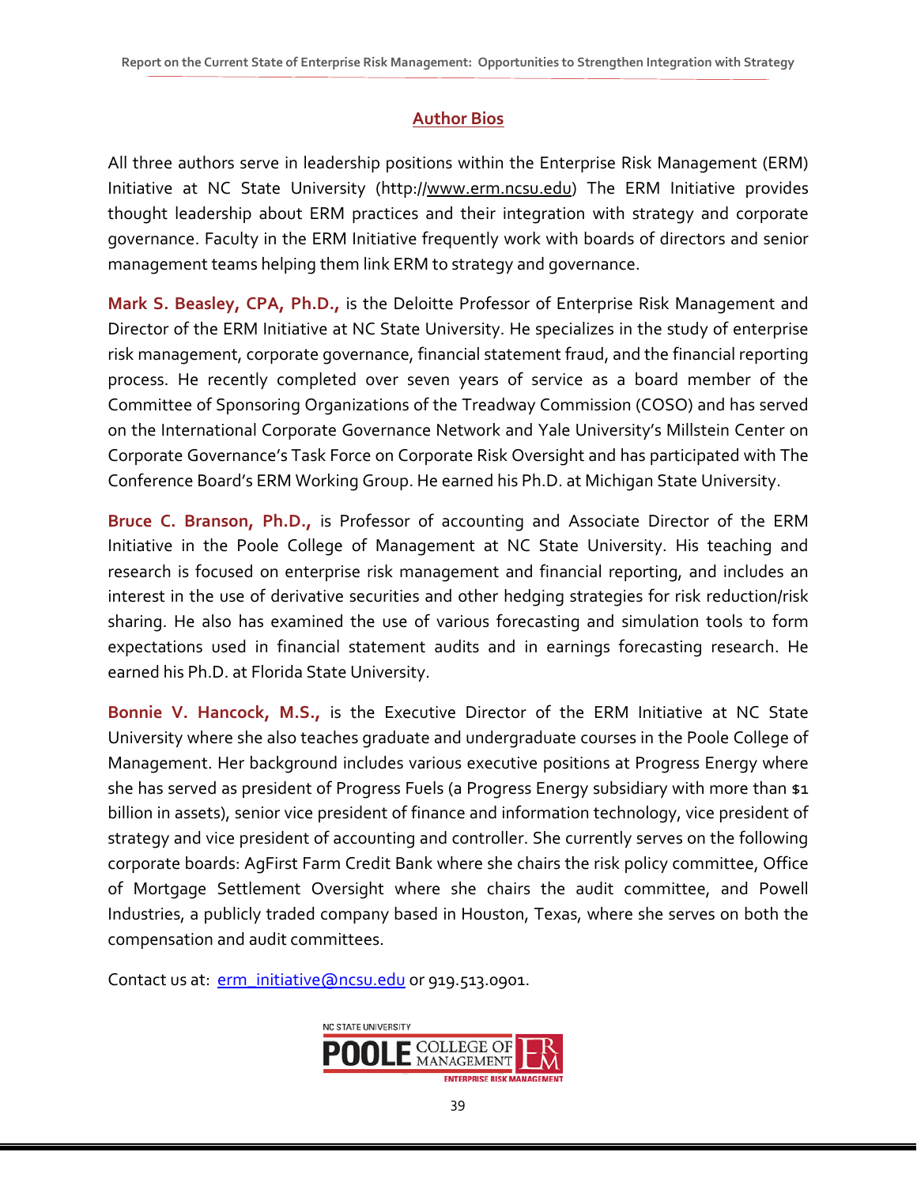## Author Bios

All three authors serve in leadership positions within the Enterprise Risk Management (ERM) Initiative at NC State University (http://www.erm.ncsu.edu) The ERM Initiative provides thought leadership about ERM practices and their integration with strategy and corporate governance. Faculty in the ERM Initiative frequently work with boards of directors and senior management teams helping them link ERM to strategy and governance.

**Mark S. Beasley, CPA, Ph.D.,** is the Deloitte Professor of Enterprise Risk Management and Director of the ERM Initiative at NC State University. He specializes in the study of enterprise risk management, corporate governance, financial statement fraud, and the financial reporting process. He recently completed over seven years of service as a board member of the Committee of Sponsoring Organizations of the Treadway Commission (COSO) and has served on the International Corporate Governance Network and Yale University's Millstein Center on Corporate Governance's Task Force on Corporate Risk Oversight and has participated with The Conference Board's ERM Working Group. He earned his Ph.D. at Michigan State University.

**Bruce C. Branson, Ph.D.,** is Professor of accounting and Associate Director of the ERM Initiative in the Poole College of Management at NC State University. His teaching and research is focused on enterprise risk management and financial reporting, and includes an interest in the use of derivative securities and other hedging strategies for risk reduction/risk sharing. He also has examined the use of various forecasting and simulation tools to form expectations used in financial statement audits and in earnings forecasting research. He earned his Ph.D. at Florida State University.

**Bonnie V. Hancock, M.S.,** is the Executive Director of the ERM Initiative at NC State University where she also teaches graduate and undergraduate courses in the Poole College of Management. Her background includes various executive positions at Progress Energy where she has served as president of Progress Fuels (a Progress Energy subsidiary with more than $1 billion in assets), senior vice president of finance and information technology, vice president of strategy and vice president of accounting and controller. She currently serves on the following corporate boards: AgFirst Farm Credit Bank where she chairs the risk policy committee, Office of Mortgage Settlement Oversight where she chairs the audit committee, and Powell Industries, a publicly traded company based in Houston, Texas, where she serves on both the compensation and audit committees.

Contact us at: erm_initiative@ncsu.edu or 919.513.0901.

NC STATE UNIVERSITY POOLE COLLEGE OF MANAGEMENT ERM ENTERPRISE RISK MANAGEMENT